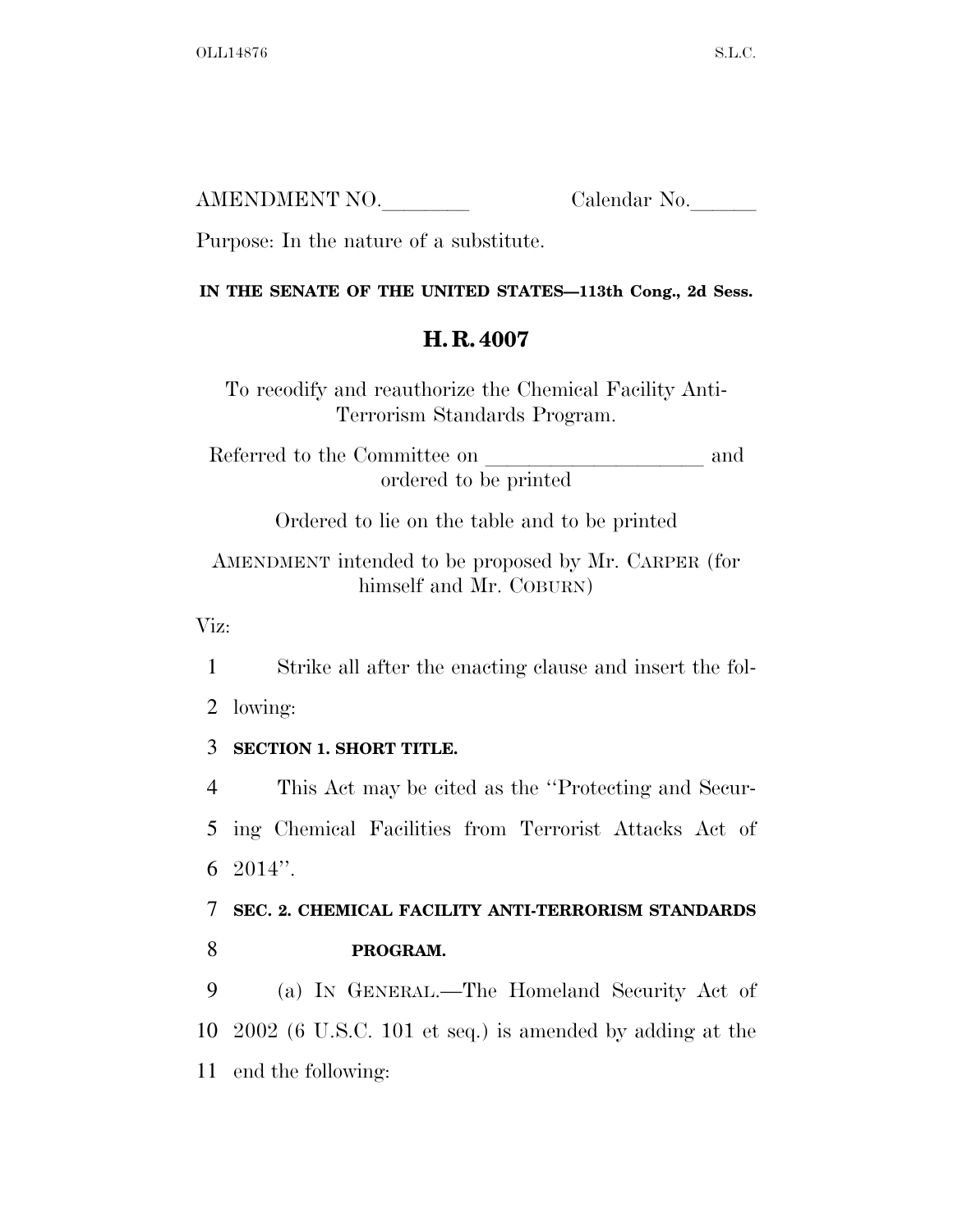AMENDMENT NO.________ Calendar No.______

Purpose: In the nature of a substitute.

**IN THE SENATE OF THE UNITED STATES—113th Cong., 2d Sess.**

# H. R. 4007

To recodify and reauthorize the Chemical Facility Anti-Terrorism Standards Program.

Referred to the Committee on ____________________ and ordered to be printed

Ordered to lie on the table and to be printed

AMENDMENT intended to be proposed by Mr. CARPER (for himself and Mr. COBURN)

Viz:

Strike all after the enacting clause and insert the following:

**SECTION 1. SHORT TITLE.**

This Act may be cited as the ''Protecting and Securing Chemical Facilities from Terrorist Attacks Act of 2014''.

**SEC. 2. CHEMICAL FACILITY ANTI-TERRORISM STANDARDS PROGRAM.**

(a) IN GENERAL.—The Homeland Security Act of 2002 (6 U.S.C. 101 et seq.) is amended by adding at the end the following: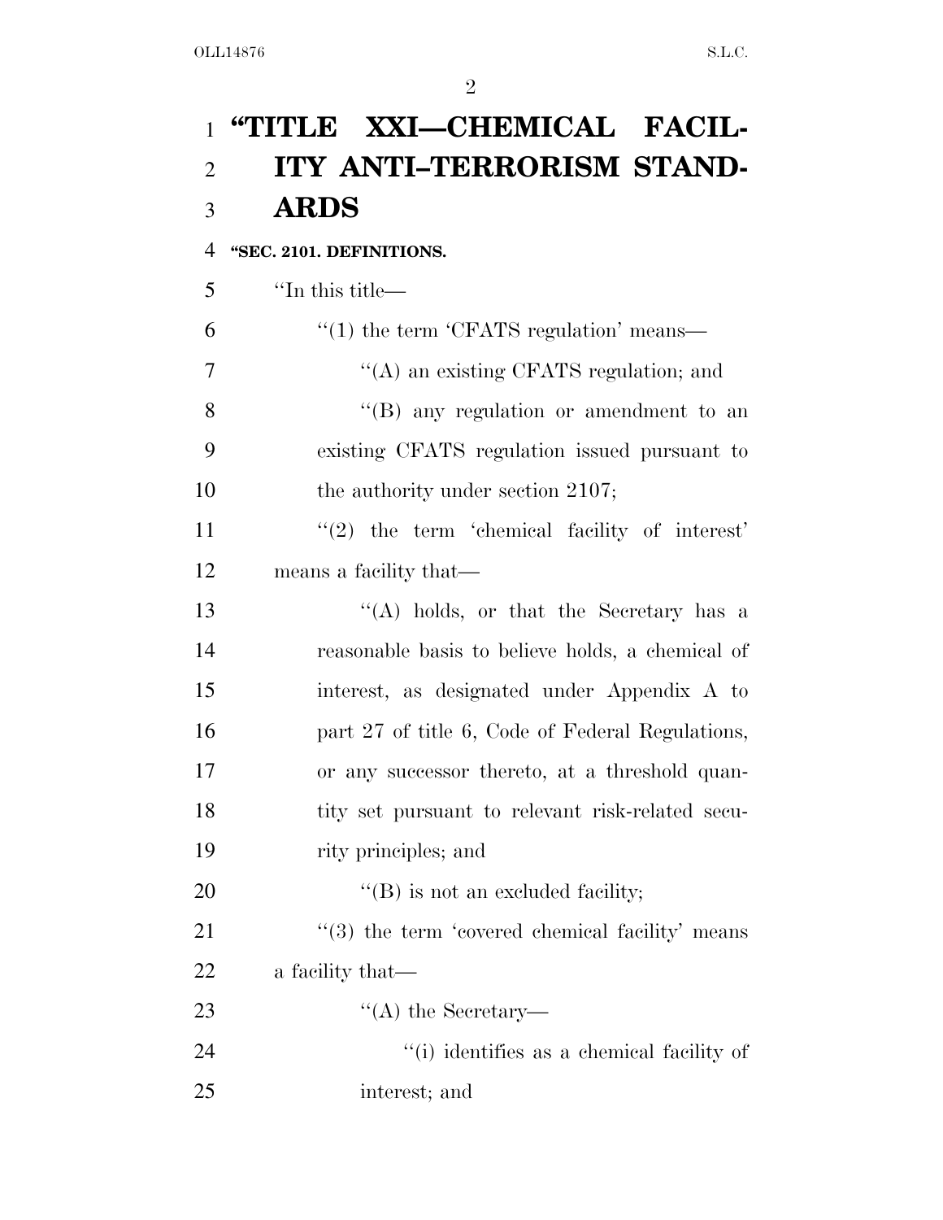# "TITLE XXI—CHEMICAL FACILITY ANTI–TERRORISM STANDARDS

**"SEC. 2101. DEFINITIONS.**

"In this title—

"(1) the term 'CFATS regulation' means—

"(A) an existing CFATS regulation; and

"(B) any regulation or amendment to an existing CFATS regulation issued pursuant to the authority under section 2107;

"(2) the term 'chemical facility of interest' means a facility that—

"(A) holds, or that the Secretary has a reasonable basis to believe holds, a chemical of interest, as designated under Appendix A to part 27 of title 6, Code of Federal Regulations, or any successor thereto, at a threshold quantity set pursuant to relevant risk-related security principles; and

"(B) is not an excluded facility;

"(3) the term 'covered chemical facility' means a facility that—

"(A) the Secretary—

"(i) identifies as a chemical facility of interest; and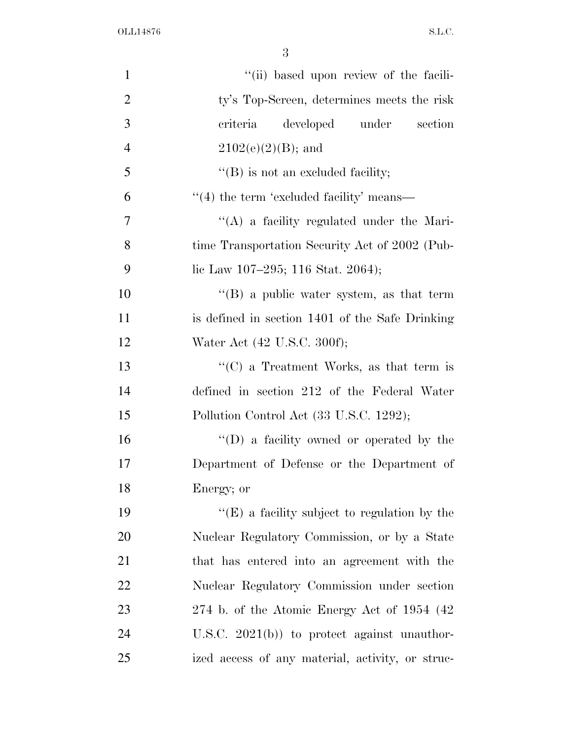''(ii) based upon review of the facility's Top-Screen, determines meets the risk criteria developed under section 2102(e)(2)(B); and

''(B) is not an excluded facility;

''(4) the term 'excluded facility' means—

''(A) a facility regulated under the Maritime Transportation Security Act of 2002 (Public Law 107–295; 116 Stat. 2064);

''(B) a public water system, as that term is defined in section 1401 of the Safe Drinking Water Act (42 U.S.C. 300f);

''(C) a Treatment Works, as that term is defined in section 212 of the Federal Water Pollution Control Act (33 U.S.C. 1292);

''(D) a facility owned or operated by the Department of Defense or the Department of Energy; or

''(E) a facility subject to regulation by the Nuclear Regulatory Commission, or by a State that has entered into an agreement with the Nuclear Regulatory Commission under section 274 b. of the Atomic Energy Act of 1954 (42 U.S.C. 2021(b)) to protect against unauthorized access of any material, activity, or struc-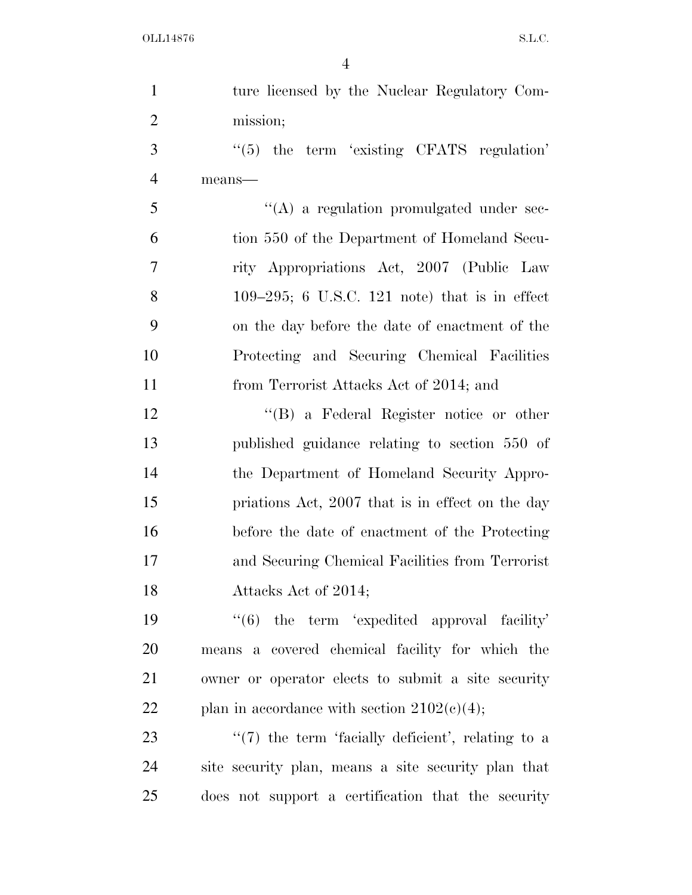ture licensed by the Nuclear Regulatory Commission;

''(5) the term 'existing CFATS regulation' means—

''(A) a regulation promulgated under section 550 of the Department of Homeland Security Appropriations Act, 2007 (Public Law 109–295; 6 U.S.C. 121 note) that is in effect on the day before the date of enactment of the Protecting and Securing Chemical Facilities from Terrorist Attacks Act of 2014; and

''(B) a Federal Register notice or other published guidance relating to section 550 of the Department of Homeland Security Appropriations Act, 2007 that is in effect on the day before the date of enactment of the Protecting and Securing Chemical Facilities from Terrorist Attacks Act of 2014;

''(6) the term 'expedited approval facility' means a covered chemical facility for which the owner or operator elects to submit a site security plan in accordance with section 2102(c)(4);

''(7) the term 'facially deficient', relating to a site security plan, means a site security plan that does not support a certification that the security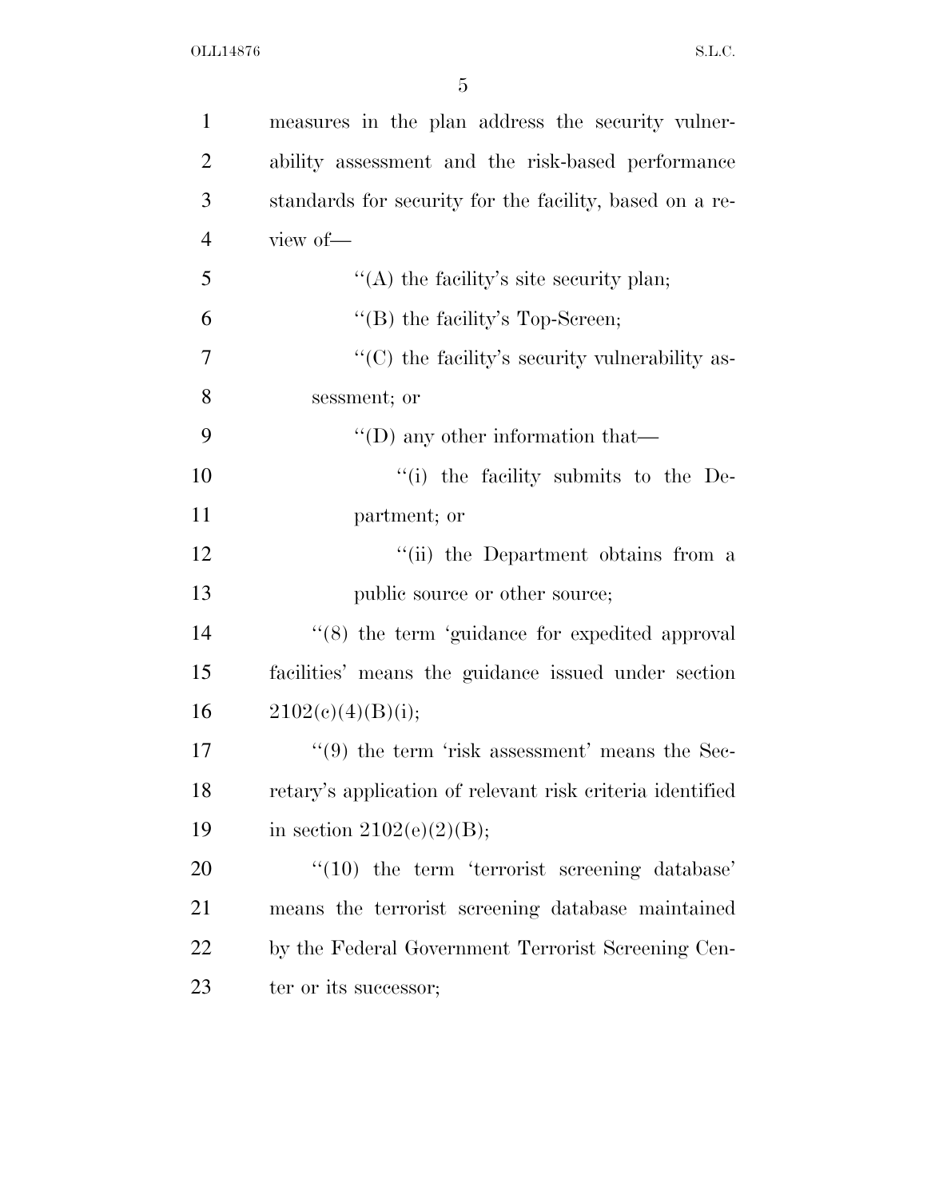measures in the plan address the security vulnerability assessment and the risk-based performance standards for security for the facility, based on a review of—

''(A) the facility's site security plan;

''(B) the facility's Top-Screen;

''(C) the facility's security vulnerability assessment; or

''(D) any other information that—

''(i) the facility submits to the Department; or

''(ii) the Department obtains from a public source or other source;

''(8) the term 'guidance for expedited approval facilities' means the guidance issued under section 2102(c)(4)(B)(i);

''(9) the term 'risk assessment' means the Secretary's application of relevant risk criteria identified in section 2102(e)(2)(B);

''(10) the term 'terrorist screening database' means the terrorist screening database maintained by the Federal Government Terrorist Screening Center or its successor;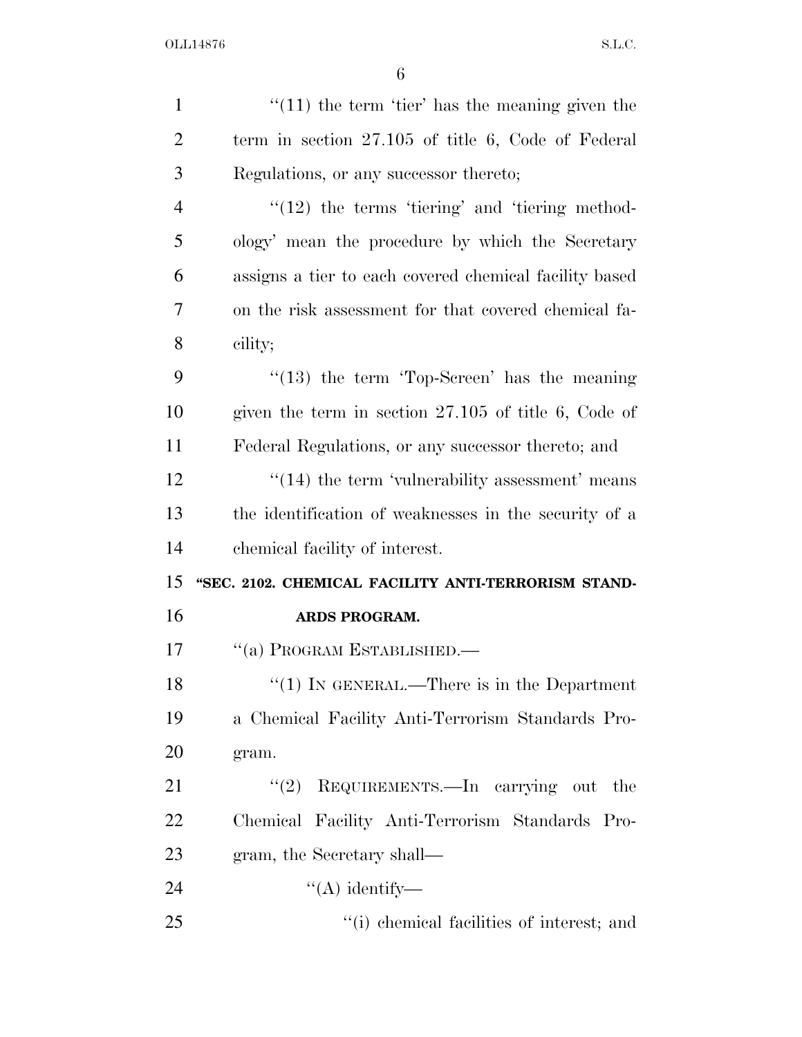"(11) the term 'tier' has the meaning given the term in section 27.105 of title 6, Code of Federal Regulations, or any successor thereto;

"(12) the terms 'tiering' and 'tiering methodology' mean the procedure by which the Secretary assigns a tier to each covered chemical facility based on the risk assessment for that covered chemical facility;

"(13) the term 'Top-Screen' has the meaning given the term in section 27.105 of title 6, Code of Federal Regulations, or any successor thereto; and

"(14) the term 'vulnerability assessment' means the identification of weaknesses in the security of a chemical facility of interest.

**"SEC. 2102. CHEMICAL FACILITY ANTI-TERRORISM STANDARDS PROGRAM.**

"(a) PROGRAM ESTABLISHED.—

"(1) IN GENERAL.—There is in the Department a Chemical Facility Anti-Terrorism Standards Program.

"(2) REQUIREMENTS.—In carrying out the Chemical Facility Anti-Terrorism Standards Program, the Secretary shall—

"(A) identify—

"(i) chemical facilities of interest; and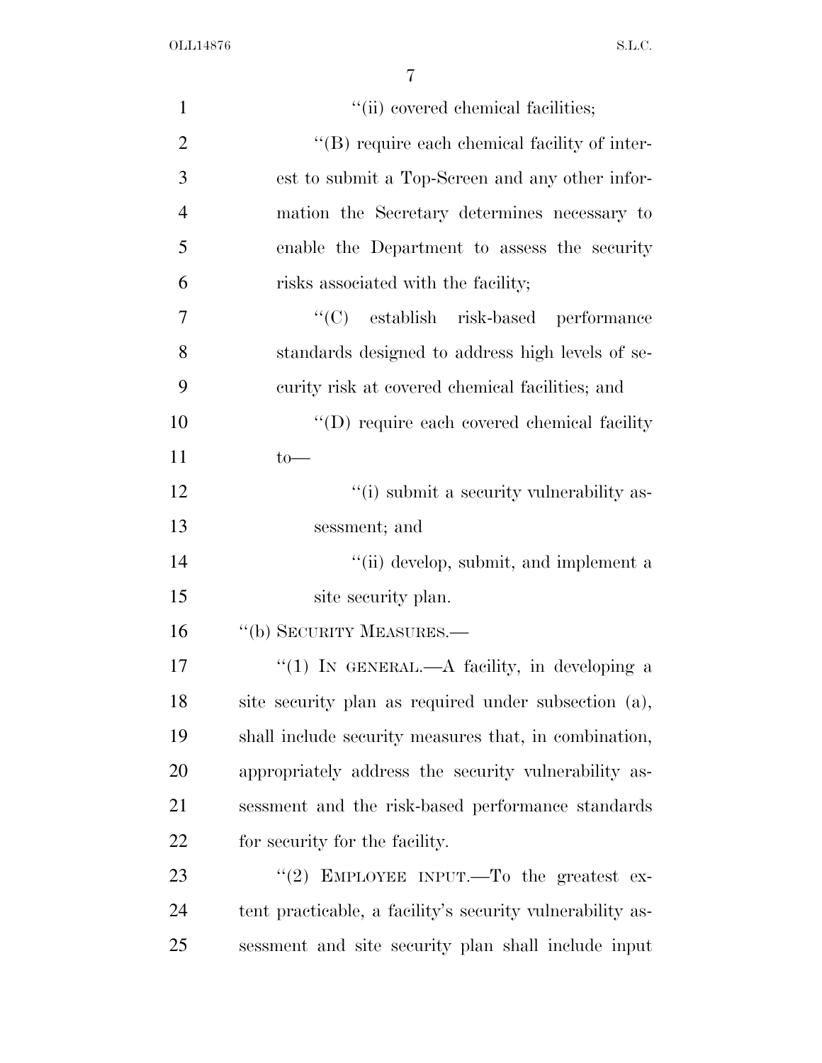"(ii) covered chemical facilities;

"(B) require each chemical facility of interest to submit a Top-Screen and any other information the Secretary determines necessary to enable the Department to assess the security risks associated with the facility;

"(C) establish risk-based performance standards designed to address high levels of security risk at covered chemical facilities; and

"(D) require each covered chemical facility to—

"(i) submit a security vulnerability assessment; and

"(ii) develop, submit, and implement a site security plan.

"(b) SECURITY MEASURES.—

"(1) IN GENERAL.—A facility, in developing a site security plan as required under subsection (a), shall include security measures that, in combination, appropriately address the security vulnerability assessment and the risk-based performance standards for security for the facility.

"(2) EMPLOYEE INPUT.—To the greatest extent practicable, a facility's security vulnerability assessment and site security plan shall include input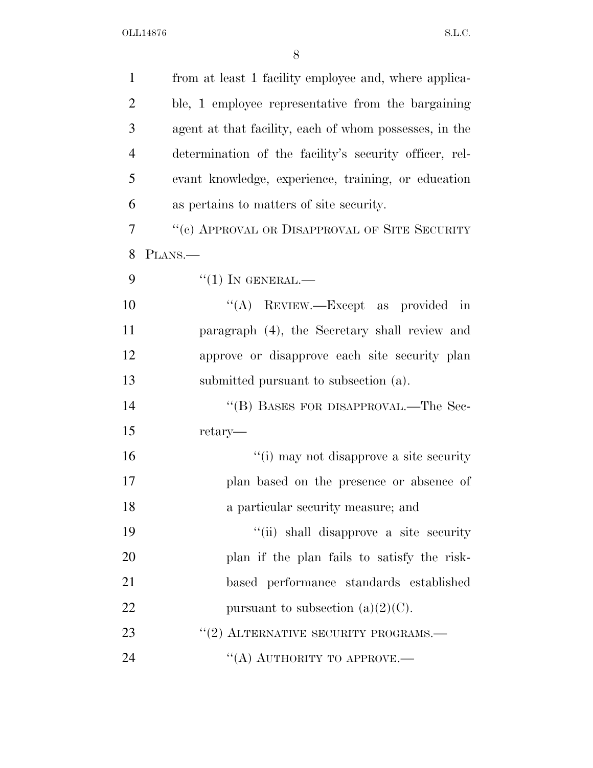from at least 1 facility employee and, where applicable, 1 employee representative from the bargaining agent at that facility, each of whom possesses, in the determination of the facility's security officer, relevant knowledge, experience, training, or education as pertains to matters of site security.

"(c) APPROVAL OR DISAPPROVAL OF SITE SECURITY PLANS.—

"(1) IN GENERAL.—

"(A) REVIEW.—Except as provided in paragraph (4), the Secretary shall review and approve or disapprove each site security plan submitted pursuant to subsection (a).

"(B) BASES FOR DISAPPROVAL.—The Secretary—

"(i) may not disapprove a site security plan based on the presence or absence of a particular security measure; and

"(ii) shall disapprove a site security plan if the plan fails to satisfy the risk-based performance standards established pursuant to subsection (a)(2)(C).

"(2) ALTERNATIVE SECURITY PROGRAMS.—

"(A) AUTHORITY TO APPROVE.—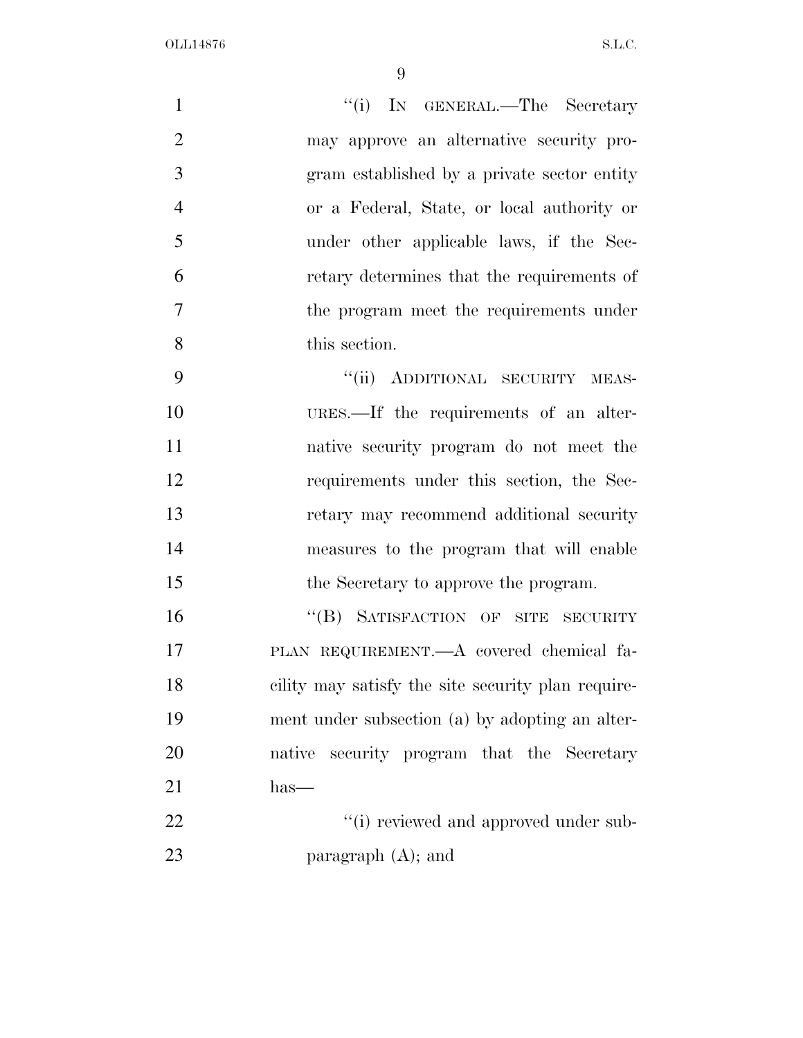"(i) IN GENERAL.—The Secretary may approve an alternative security program established by a private sector entity or a Federal, State, or local authority or under other applicable laws, if the Secretary determines that the requirements of the program meet the requirements under this section.

"(ii) ADDITIONAL SECURITY MEASURES.—If the requirements of an alternative security program do not meet the requirements under this section, the Secretary may recommend additional security measures to the program that will enable the Secretary to approve the program.

"(B) SATISFACTION OF SITE SECURITY PLAN REQUIREMENT.—A covered chemical facility may satisfy the site security plan requirement under subsection (a) by adopting an alternative security program that the Secretary has—

"(i) reviewed and approved under subparagraph (A); and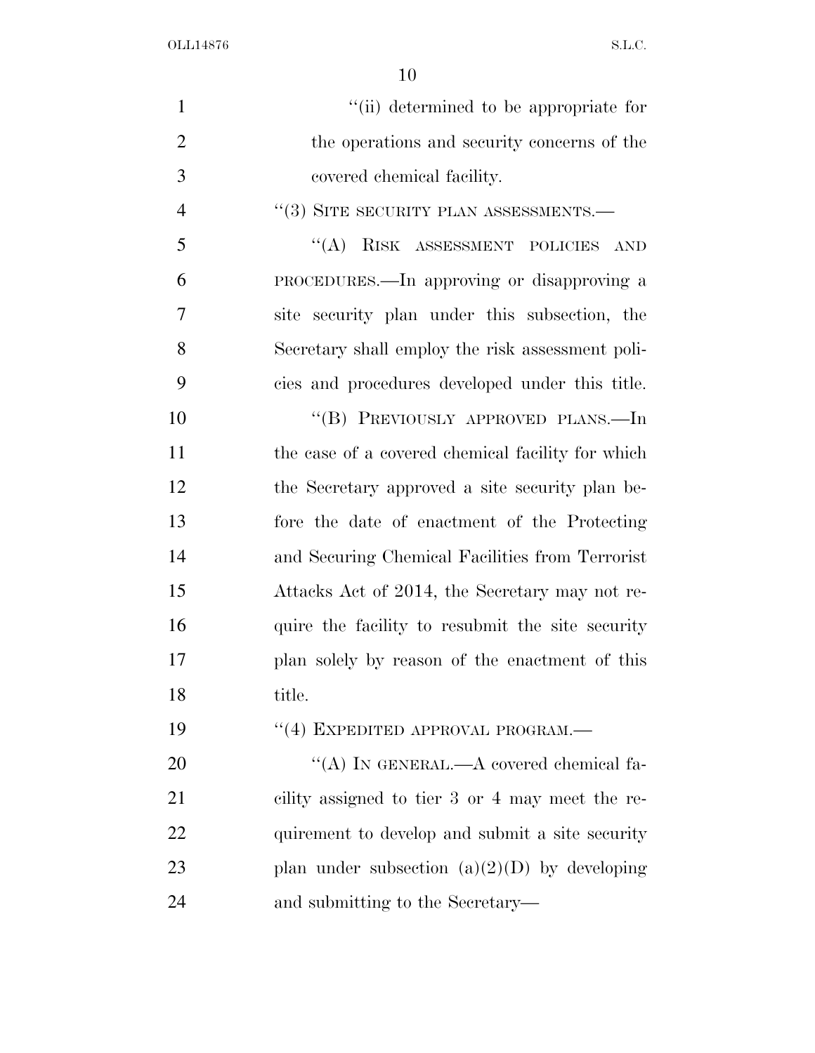''(ii) determined to be appropriate for the operations and security concerns of the covered chemical facility.

''(3) SITE SECURITY PLAN ASSESSMENTS.—

''(A) RISK ASSESSMENT POLICIES AND PROCEDURES.—In approving or disapproving a site security plan under this subsection, the Secretary shall employ the risk assessment policies and procedures developed under this title.

''(B) PREVIOUSLY APPROVED PLANS.—In the case of a covered chemical facility for which the Secretary approved a site security plan before the date of enactment of the Protecting and Securing Chemical Facilities from Terrorist Attacks Act of 2014, the Secretary may not require the facility to resubmit the site security plan solely by reason of the enactment of this title.

''(4) EXPEDITED APPROVAL PROGRAM.—

''(A) IN GENERAL.—A covered chemical facility assigned to tier 3 or 4 may meet the requirement to develop and submit a site security plan under subsection (a)(2)(D) by developing and submitting to the Secretary—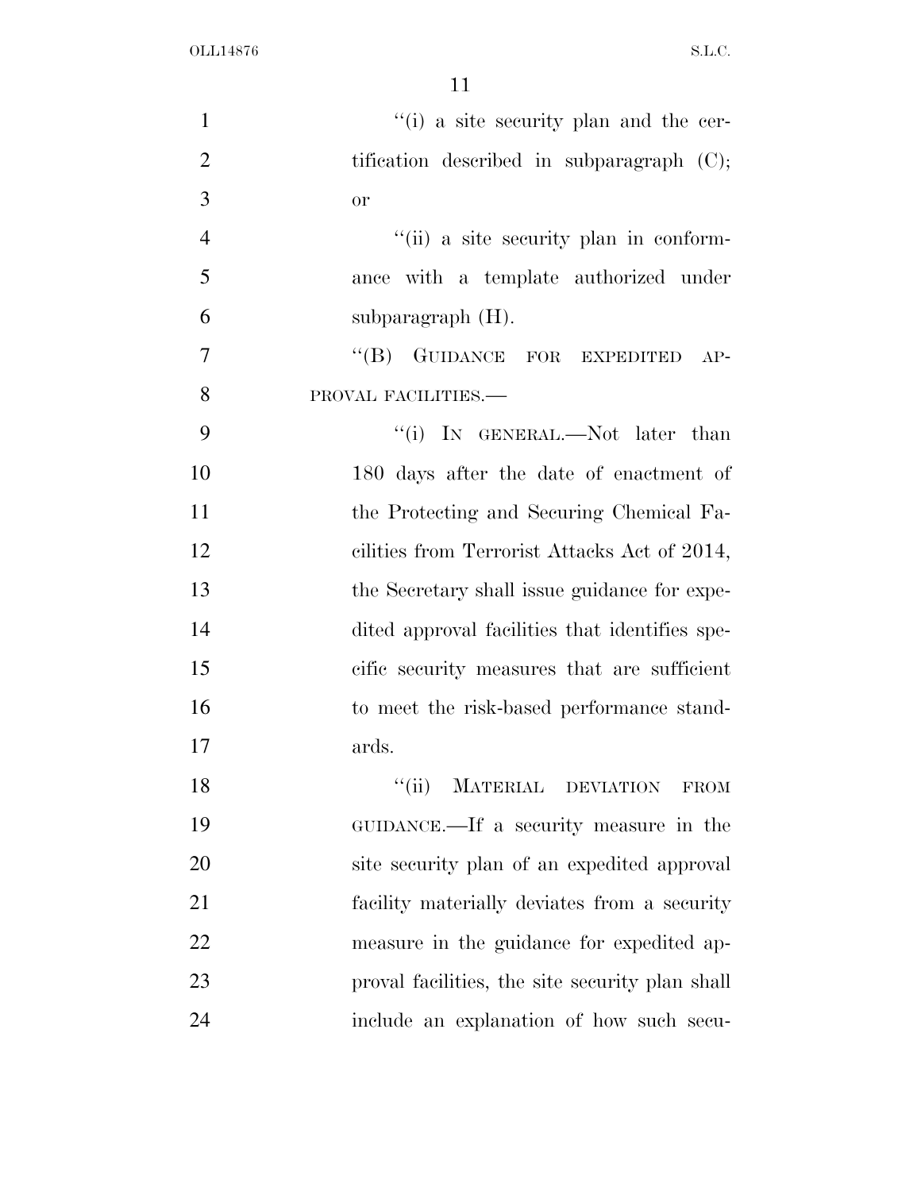"(i) a site security plan and the certification described in subparagraph (C); or

"(ii) a site security plan in conformance with a template authorized under subparagraph (H).

"(B) GUIDANCE FOR EXPEDITED APPROVAL FACILITIES.—

"(i) IN GENERAL.—Not later than 180 days after the date of enactment of the Protecting and Securing Chemical Facilities from Terrorist Attacks Act of 2014, the Secretary shall issue guidance for expedited approval facilities that identifies specific security measures that are sufficient to meet the risk-based performance standards.

"(ii) MATERIAL DEVIATION FROM GUIDANCE.—If a security measure in the site security plan of an expedited approval facility materially deviates from a security measure in the guidance for expedited approval facilities, the site security plan shall include an explanation of how such secu-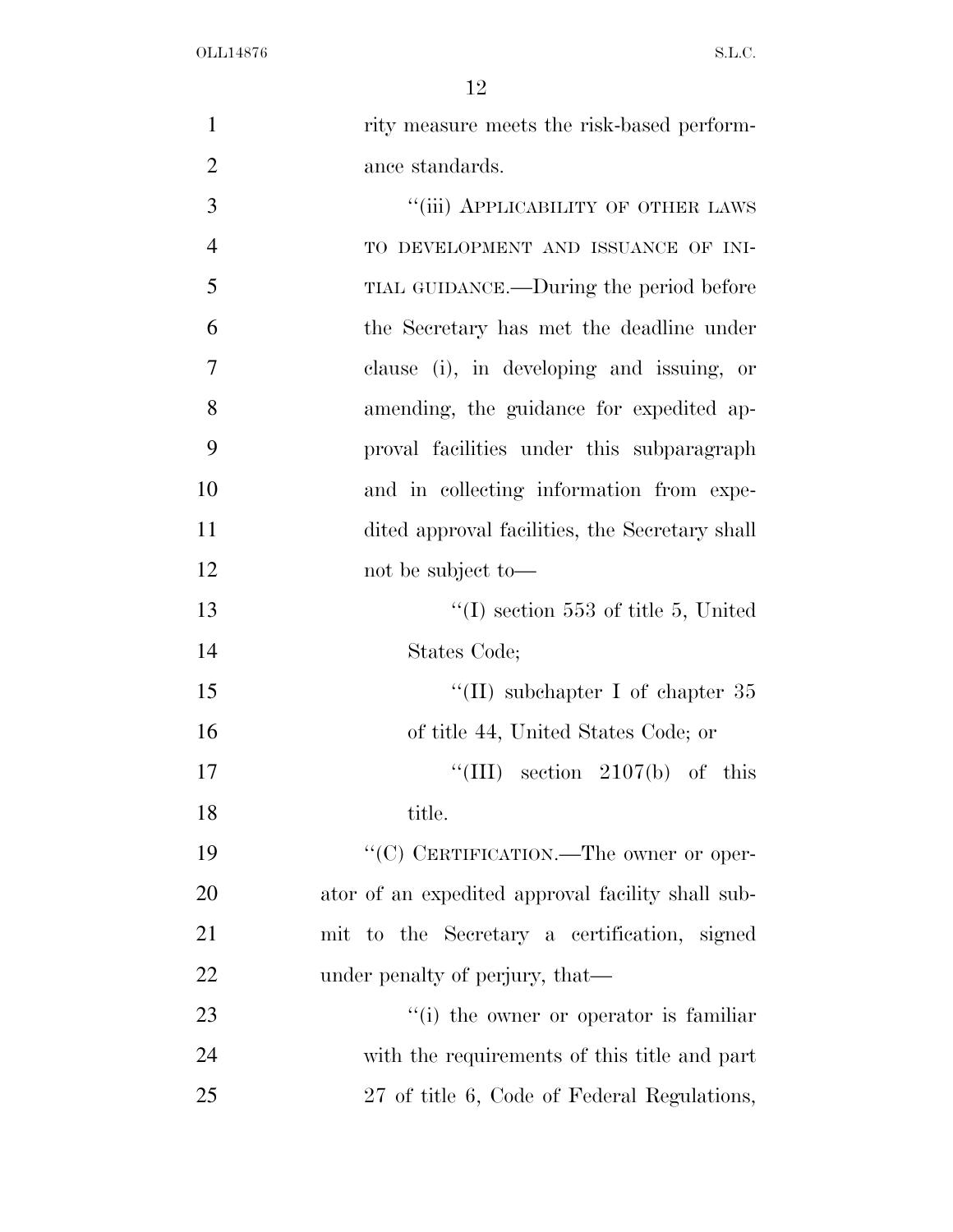rity measure meets the risk-based performance standards.

"(iii) APPLICABILITY OF OTHER LAWS TO DEVELOPMENT AND ISSUANCE OF INITIAL GUIDANCE.—During the period before the Secretary has met the deadline under clause (i), in developing and issuing, or amending, the guidance for expedited approval facilities under this subparagraph and in collecting information from expedited approval facilities, the Secretary shall not be subject to—

"(I) section 553 of title 5, United States Code;

"(II) subchapter I of chapter 35 of title 44, United States Code; or

"(III) section 2107(b) of this title.

"(C) CERTIFICATION.—The owner or operator of an expedited approval facility shall submit to the Secretary a certification, signed under penalty of perjury, that—

"(i) the owner or operator is familiar with the requirements of this title and part 27 of title 6, Code of Federal Regulations,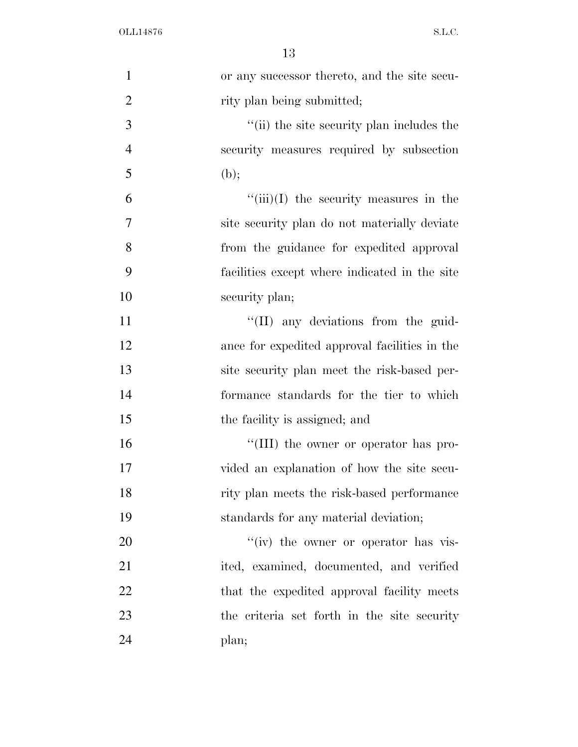or any successor thereto, and the site security plan being submitted;

''(ii) the site security plan includes the security measures required by subsection (b);

''(iii)(I) the security measures in the site security plan do not materially deviate from the guidance for expedited approval facilities except where indicated in the site security plan;

''(II) any deviations from the guidance for expedited approval facilities in the site security plan meet the risk-based performance standards for the tier to which the facility is assigned; and

''(III) the owner or operator has provided an explanation of how the site security plan meets the risk-based performance standards for any material deviation;

''(iv) the owner or operator has visited, examined, documented, and verified that the expedited approval facility meets the criteria set forth in the site security plan;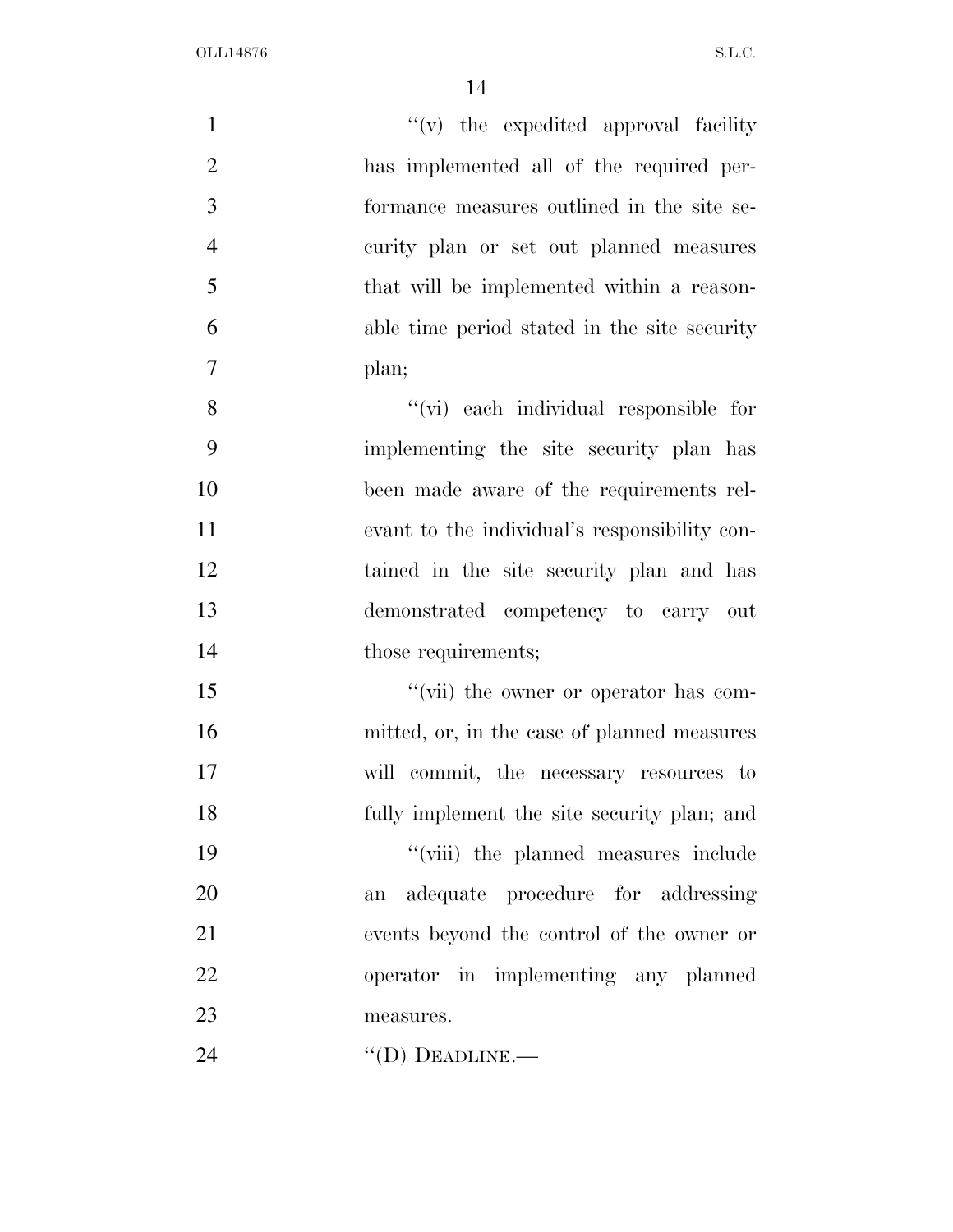''(v) the expedited approval facility has implemented all of the required performance measures outlined in the site security plan or set out planned measures that will be implemented within a reasonable time period stated in the site security plan;

''(vi) each individual responsible for implementing the site security plan has been made aware of the requirements relevant to the individual's responsibility contained in the site security plan and has demonstrated competency to carry out those requirements;

''(vii) the owner or operator has committed, or, in the case of planned measures will commit, the necessary resources to fully implement the site security plan; and

''(viii) the planned measures include an adequate procedure for addressing events beyond the control of the owner or operator in implementing any planned measures.

''(D) DEADLINE.—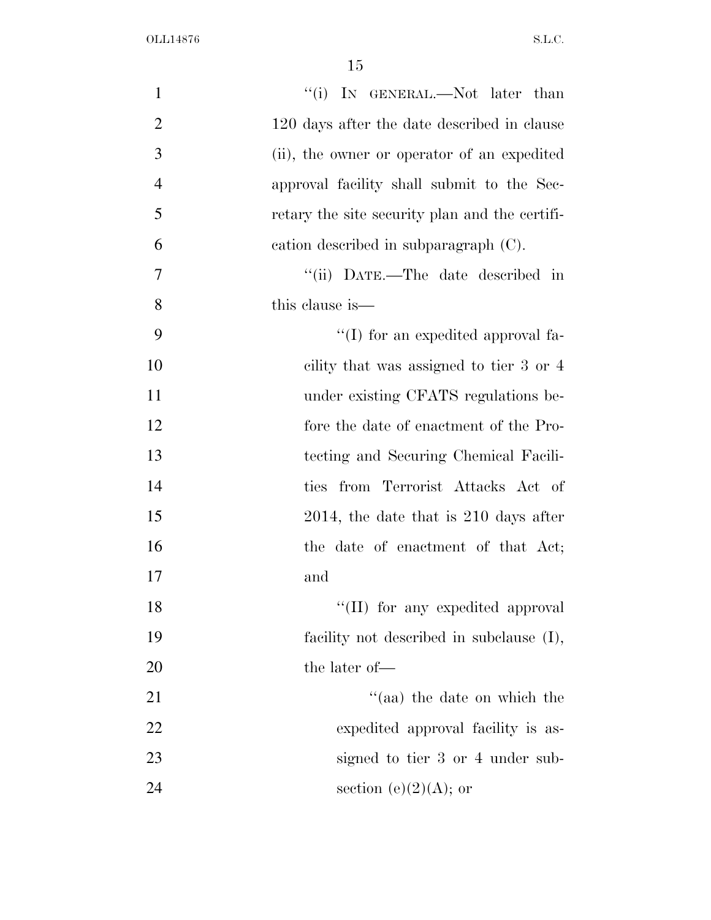"(i) IN GENERAL.—Not later than 120 days after the date described in clause (ii), the owner or operator of an expedited approval facility shall submit to the Secretary the site security plan and the certification described in subparagraph (C).

"(ii) DATE.—The date described in this clause is—

"(I) for an expedited approval facility that was assigned to tier 3 or 4 under existing CFATS regulations before the date of enactment of the Protecting and Securing Chemical Facilities from Terrorist Attacks Act of 2014, the date that is 210 days after the date of enactment of that Act; and

"(II) for any expedited approval facility not described in subclause (I), the later of—

"(aa) the date on which the expedited approval facility is assigned to tier 3 or 4 under subsection (e)(2)(A); or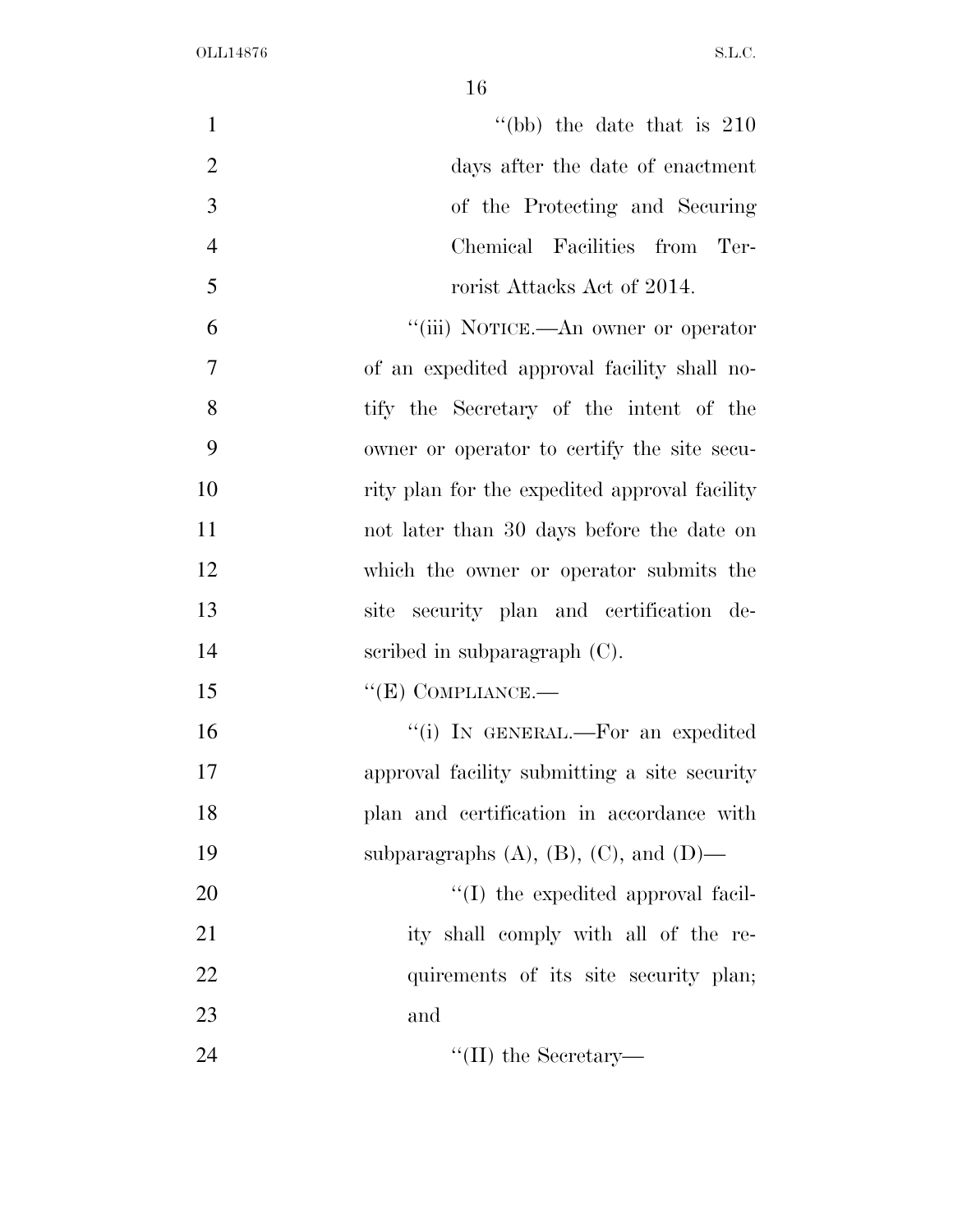"(bb) the date that is 210 days after the date of enactment of the Protecting and Securing Chemical Facilities from Terrorist Attacks Act of 2014.

"(iii) NOTICE.—An owner or operator of an expedited approval facility shall notify the Secretary of the intent of the owner or operator to certify the site security plan for the expedited approval facility not later than 30 days before the date on which the owner or operator submits the site security plan and certification described in subparagraph (C).

"(E) COMPLIANCE.—

"(i) IN GENERAL.—For an expedited approval facility submitting a site security plan and certification in accordance with subparagraphs (A), (B), (C), and (D)—

"(I) the expedited approval facility shall comply with all of the requirements of its site security plan; and

"(II) the Secretary—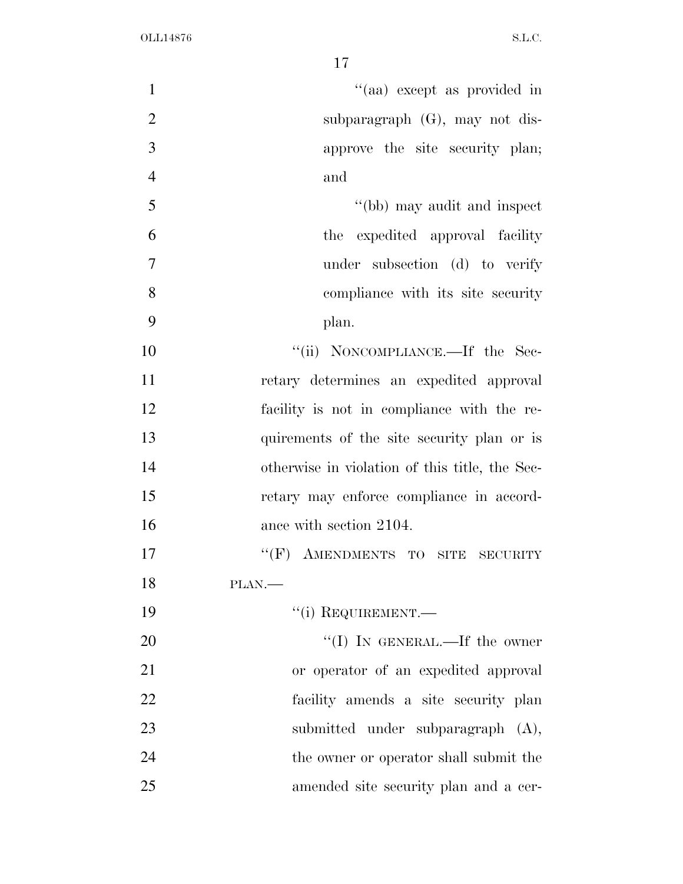"(aa) except as provided in subparagraph (G), may not disapprove the site security plan; and

"(bb) may audit and inspect the expedited approval facility under subsection (d) to verify compliance with its site security plan.

"(ii) NONCOMPLIANCE.—If the Secretary determines an expedited approval facility is not in compliance with the requirements of the site security plan or is otherwise in violation of this title, the Secretary may enforce compliance in accordance with section 2104.

"(F) AMENDMENTS TO SITE SECURITY PLAN.—

"(i) REQUIREMENT.—

"(I) IN GENERAL.—If the owner or operator of an expedited approval facility amends a site security plan submitted under subparagraph (A), the owner or operator shall submit the amended site security plan and a cer-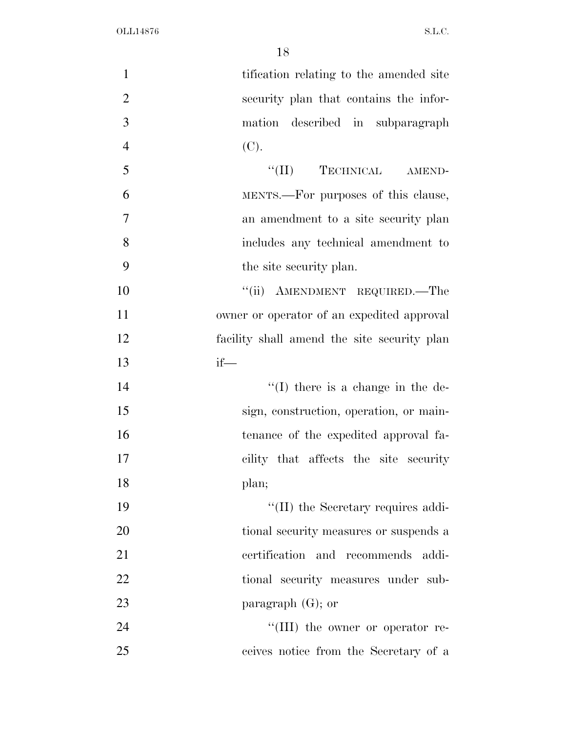tification relating to the amended site security plan that contains the information described in subparagraph (C).

"(II) TECHNICAL AMENDMENTS.—For purposes of this clause, an amendment to a site security plan includes any technical amendment to the site security plan.

"(ii) AMENDMENT REQUIRED.—The owner or operator of an expedited approval facility shall amend the site security plan if—

"(I) there is a change in the design, construction, operation, or maintenance of the expedited approval facility that affects the site security plan;

"(II) the Secretary requires additional security measures or suspends a certification and recommends additional security measures under subparagraph (G); or

"(III) the owner or operator receives notice from the Secretary of a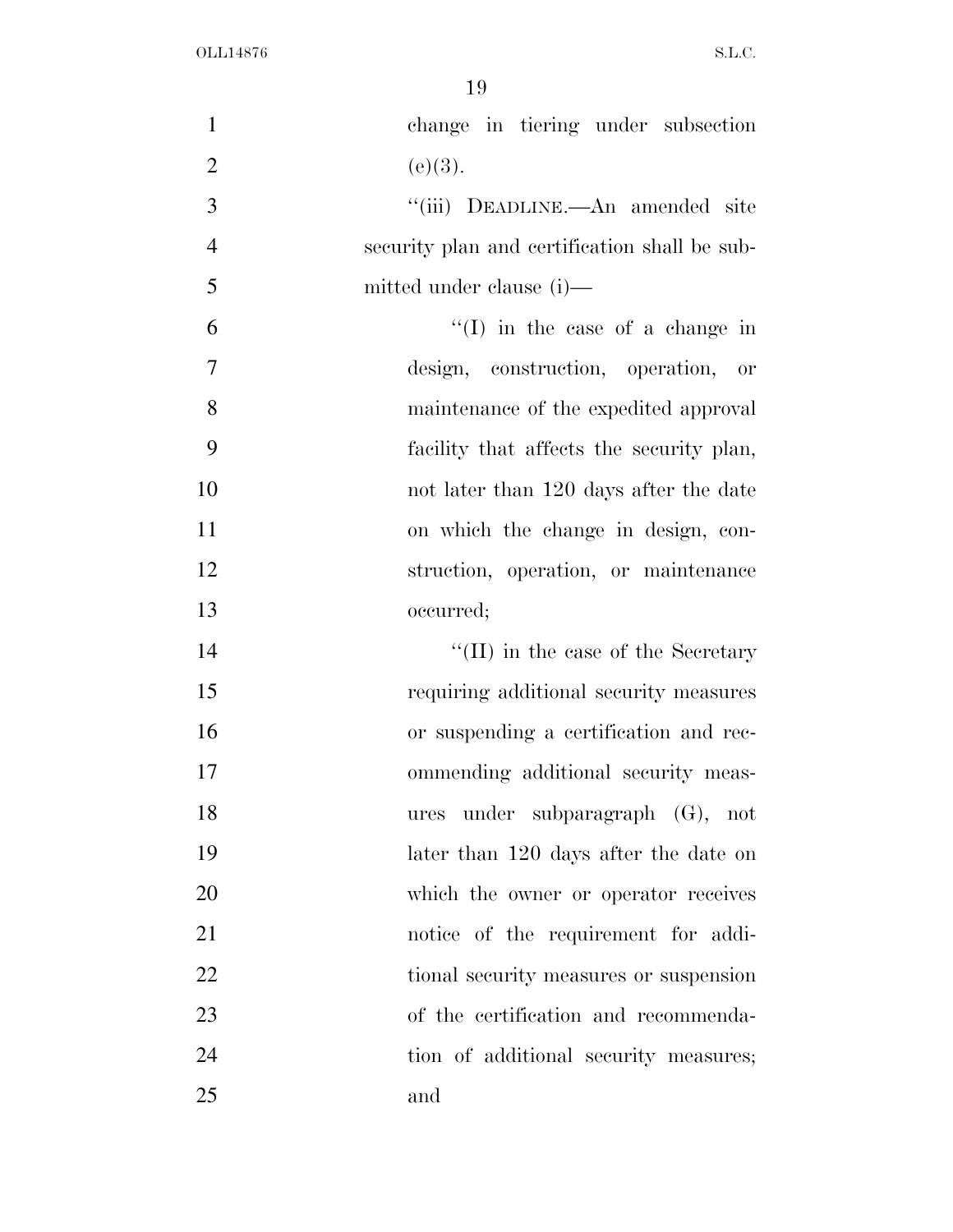change in tiering under subsection (e)(3).

''(iii) DEADLINE.—An amended site security plan and certification shall be submitted under clause (i)—

''(I) in the case of a change in design, construction, operation, or maintenance of the expedited approval facility that affects the security plan, not later than 120 days after the date on which the change in design, construction, operation, or maintenance occurred;

''(II) in the case of the Secretary requiring additional security measures or suspending a certification and recommending additional security measures under subparagraph (G), not later than 120 days after the date on which the owner or operator receives notice of the requirement for additional security measures or suspension of the certification and recommendation of additional security measures; and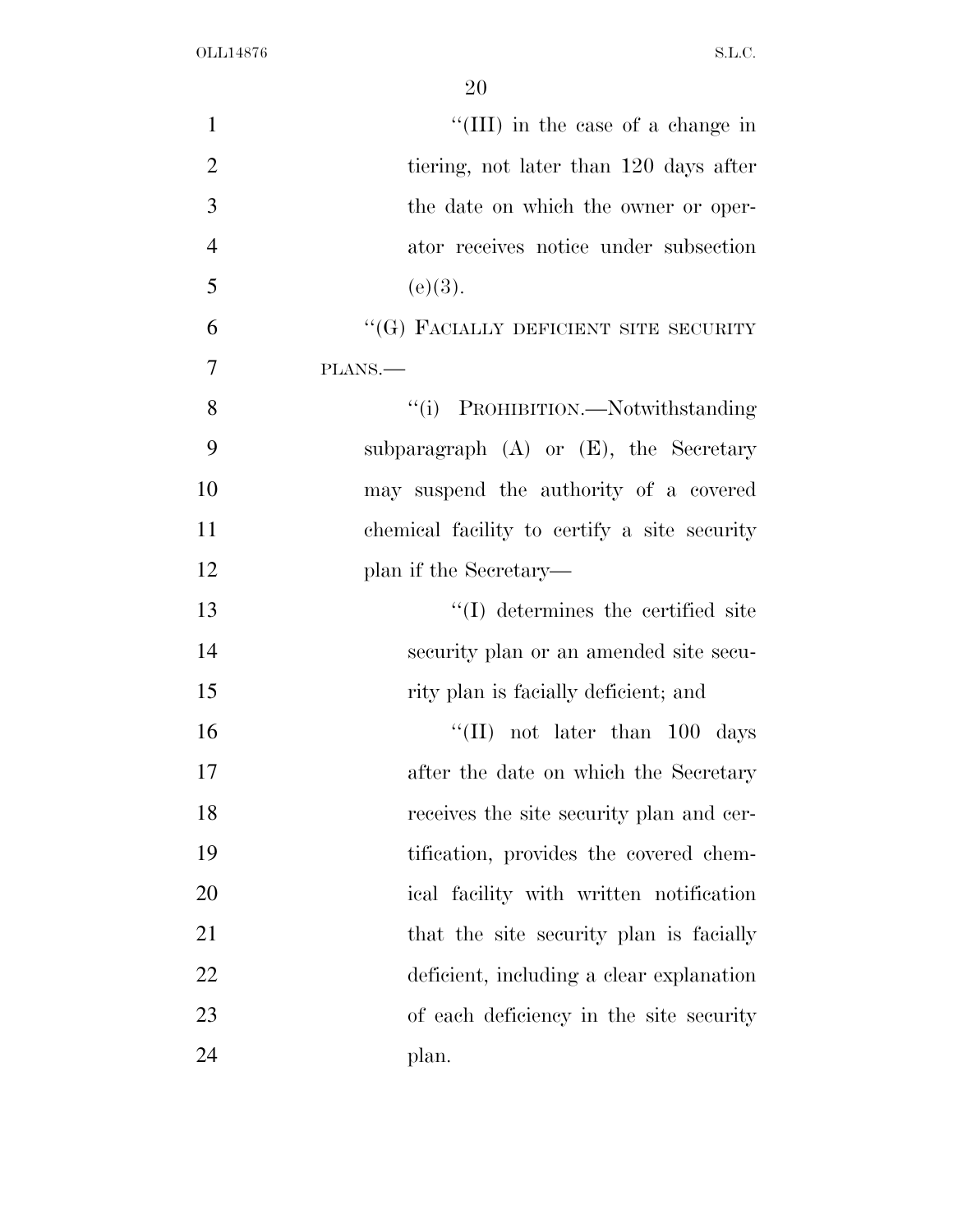"(III) in the case of a change in tiering, not later than 120 days after the date on which the owner or operator receives notice under subsection (e)(3).

"(G) FACIALLY DEFICIENT SITE SECURITY PLANS.—

"(i) PROHIBITION.—Notwithstanding subparagraph (A) or (E), the Secretary may suspend the authority of a covered chemical facility to certify a site security plan if the Secretary—

"(I) determines the certified site security plan or an amended site security plan is facially deficient; and

"(II) not later than 100 days after the date on which the Secretary receives the site security plan and certification, provides the covered chemical facility with written notification that the site security plan is facially deficient, including a clear explanation of each deficiency in the site security plan.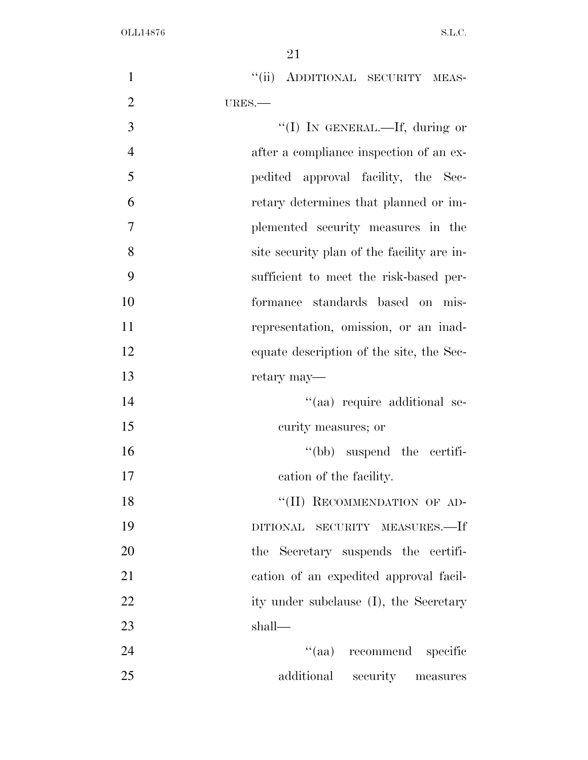"(ii) ADDITIONAL SECURITY MEASURES.—

"(I) IN GENERAL.—If, during or after a compliance inspection of an expedited approval facility, the Secretary determines that planned or implemented security measures in the site security plan of the facility are insufficient to meet the risk-based performance standards based on misrepresentation, omission, or an inadequate description of the site, the Secretary may—

"(aa) require additional security measures; or

"(bb) suspend the certification of the facility.

"(II) RECOMMENDATION OF ADDITIONAL SECURITY MEASURES.—If the Secretary suspends the certification of an expedited approval facility under subclause (I), the Secretary shall—

"(aa) recommend specific additional security measures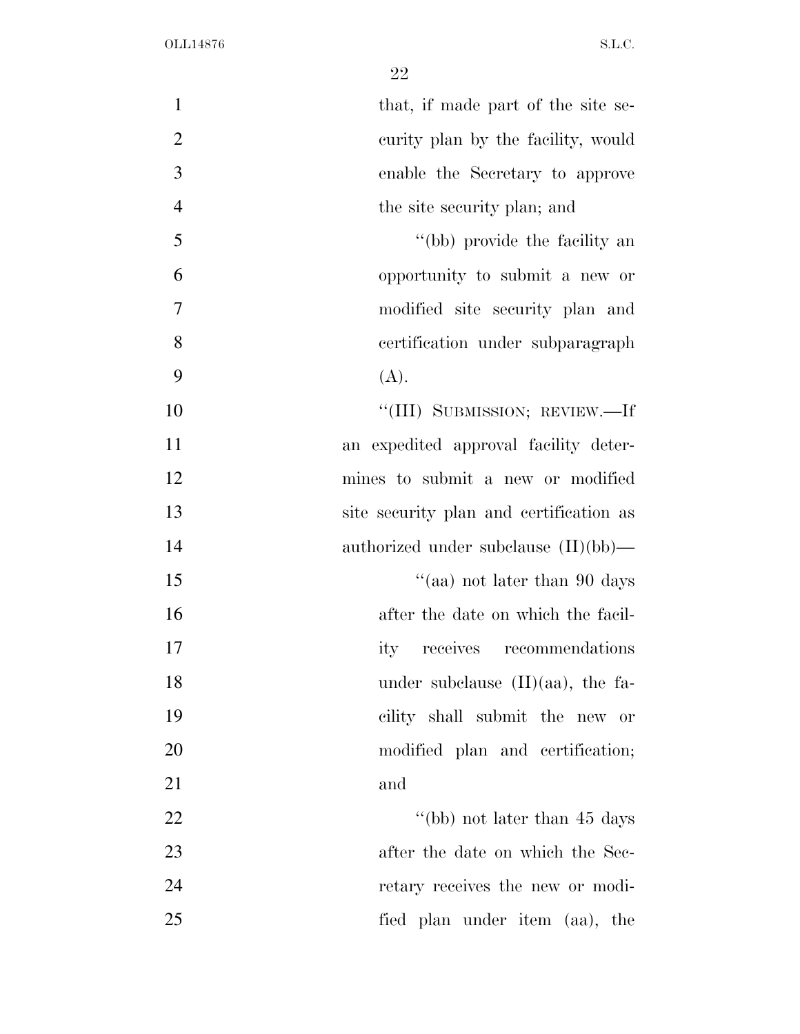that, if made part of the site security plan by the facility, would enable the Secretary to approve the site security plan; and

"(bb) provide the facility an opportunity to submit a new or modified site security plan and certification under subparagraph (A).

"(III) SUBMISSION; REVIEW.—If an expedited approval facility determines to submit a new or modified site security plan and certification as authorized under subclause (II)(bb)—

"(aa) not later than 90 days after the date on which the facility receives recommendations under subclause (II)(aa), the facility shall submit the new or modified plan and certification; and

"(bb) not later than 45 days after the date on which the Secretary receives the new or modified plan under item (aa), the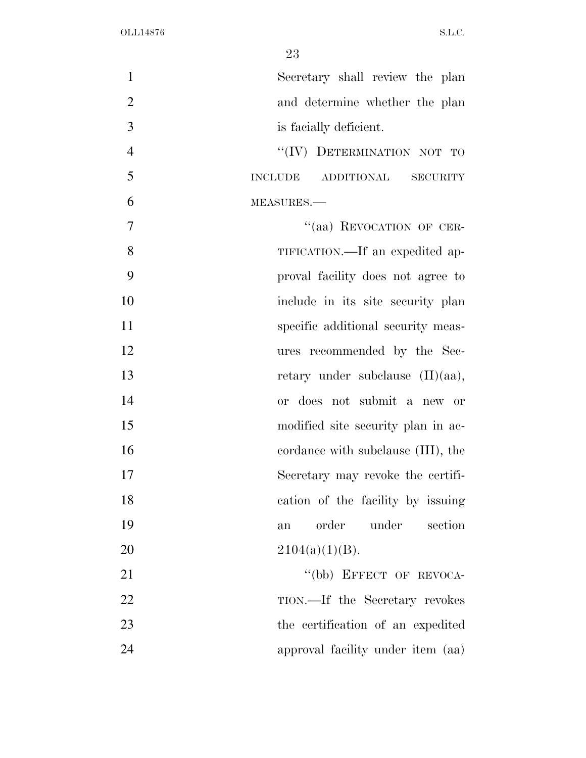Secretary shall review the plan and determine whether the plan is facially deficient.

"(IV) DETERMINATION NOT TO INCLUDE ADDITIONAL SECURITY MEASURES.—

"(aa) REVOCATION OF CERTIFICATION.—If an expedited approval facility does not agree to include in its site security plan specific additional security measures recommended by the Secretary under subclause (II)(aa), or does not submit a new or modified site security plan in accordance with subclause (III), the Secretary may revoke the certification of the facility by issuing an order under section 2104(a)(1)(B).

"(bb) EFFECT OF REVOCATION.—If the Secretary revokes the certification of an expedited approval facility under item (aa)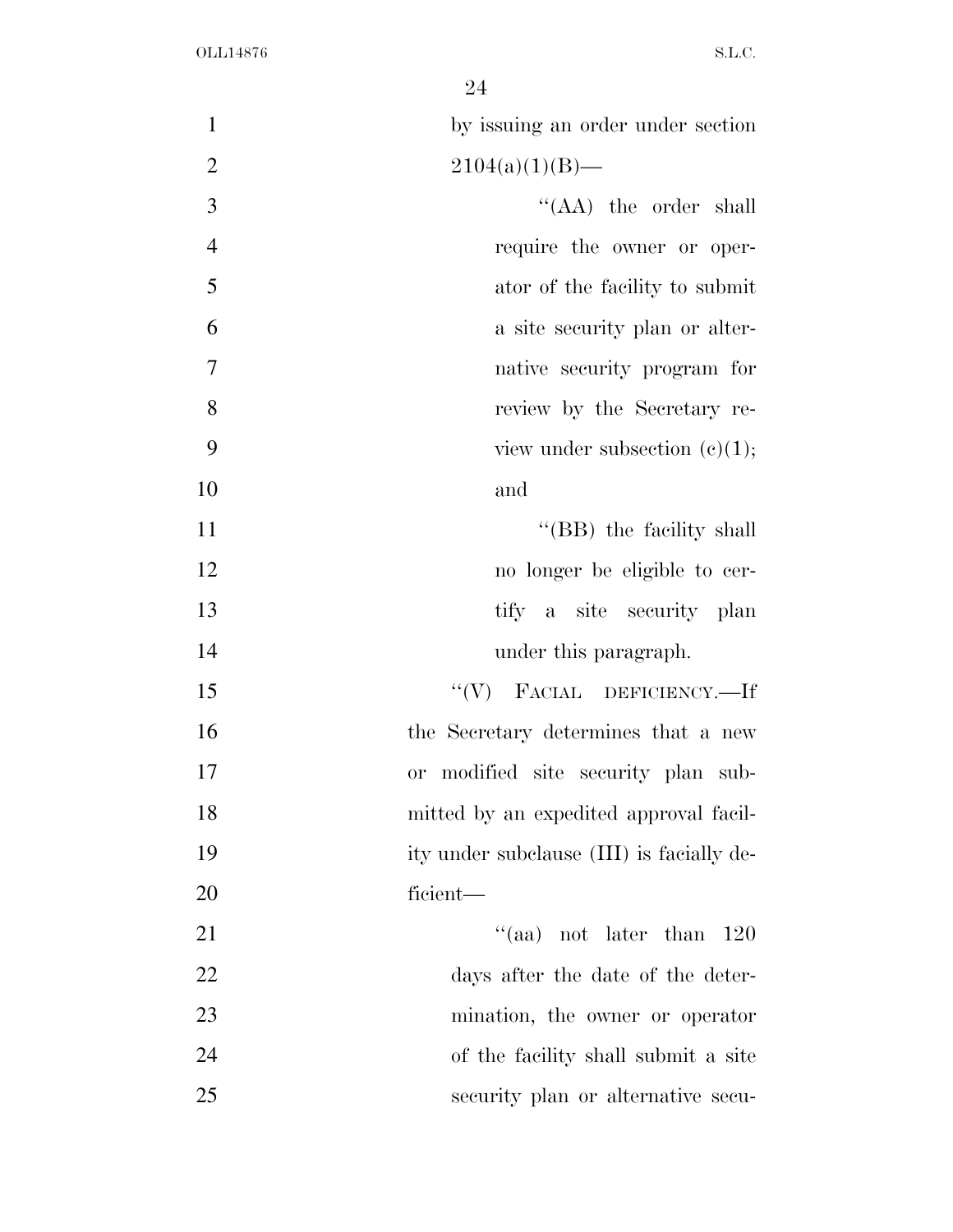by issuing an order under section 2104(a)(1)(B)—

"(AA) the order shall require the owner or operator of the facility to submit a site security plan or alternative security program for review by the Secretary review under subsection (c)(1); and

"(BB) the facility shall no longer be eligible to certify a site security plan under this paragraph.

"(V) FACIAL DEFICIENCY.—If the Secretary determines that a new or modified site security plan submitted by an expedited approval facility under subclause (III) is facially deficient—

"(aa) not later than 120 days after the date of the determination, the owner or operator of the facility shall submit a site security plan or alternative secu-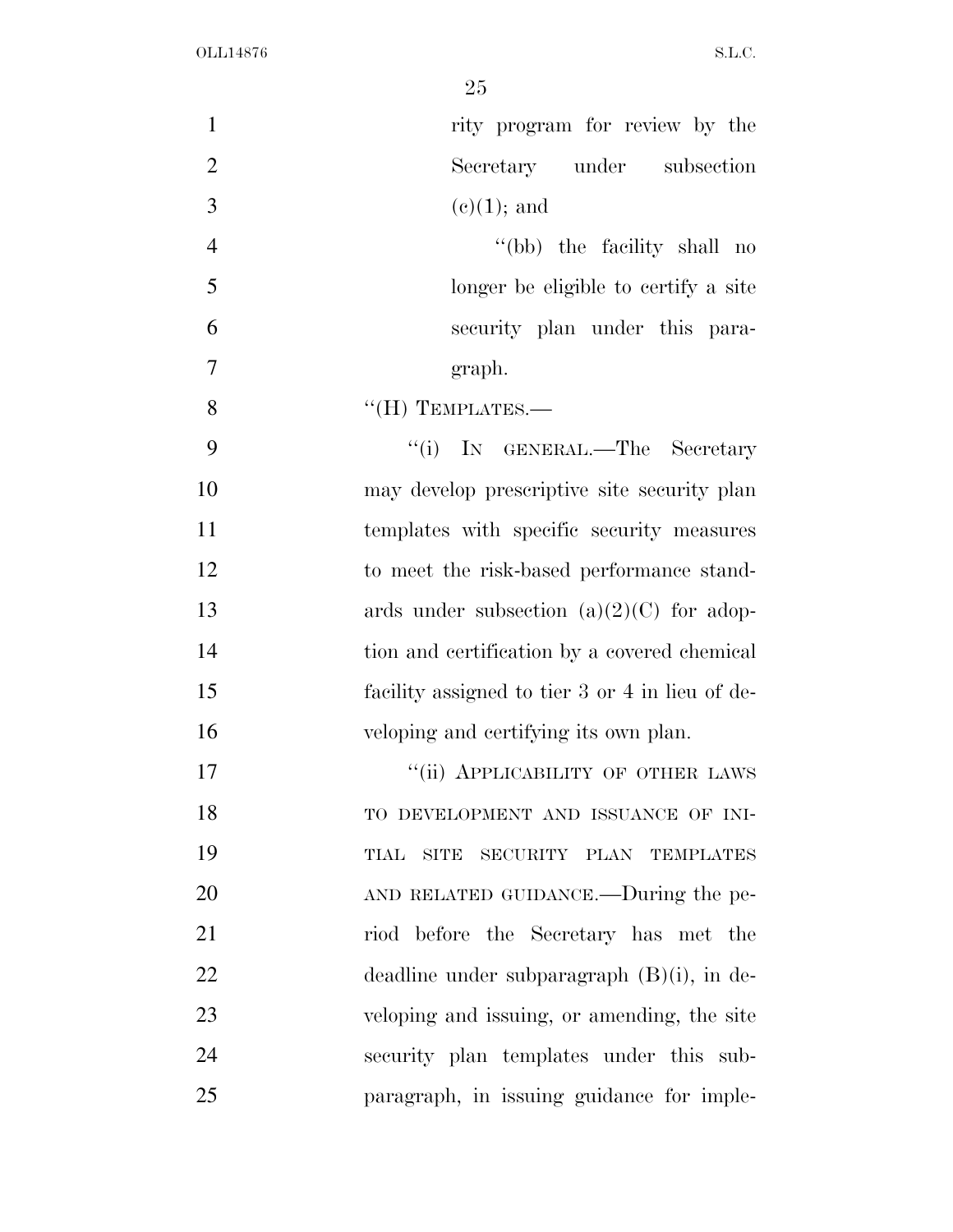rity program for review by the Secretary under subsection (c)(1); and

"(bb) the facility shall no longer be eligible to certify a site security plan under this paragraph.

"(H) TEMPLATES.—

"(i) IN GENERAL.—The Secretary may develop prescriptive site security plan templates with specific security measures to meet the risk-based performance standards under subsection (a)(2)(C) for adoption and certification by a covered chemical facility assigned to tier 3 or 4 in lieu of developing and certifying its own plan.

"(ii) APPLICABILITY OF OTHER LAWS TO DEVELOPMENT AND ISSUANCE OF INITIAL SITE SECURITY PLAN TEMPLATES AND RELATED GUIDANCE.—During the period before the Secretary has met the deadline under subparagraph (B)(i), in developing and issuing, or amending, the site security plan templates under this subparagraph, in issuing guidance for imple-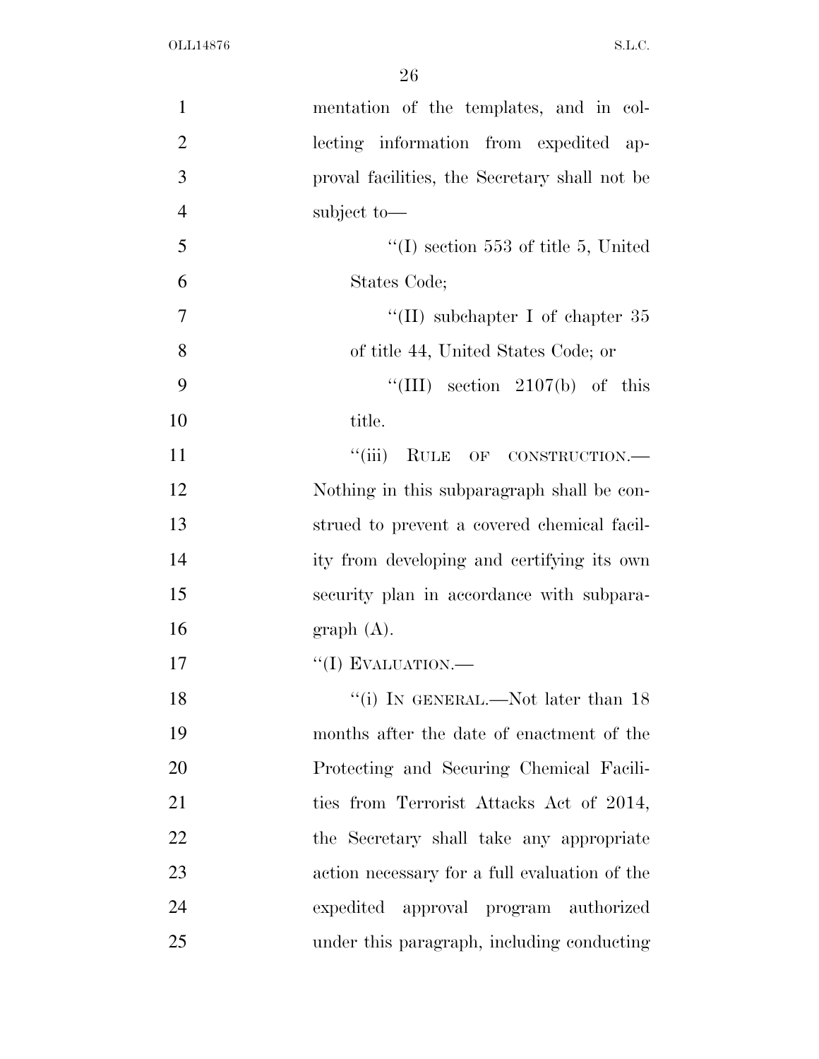mentation of the templates, and in collecting information from expedited approval facilities, the Secretary shall not be subject to—

''(I) section 553 of title 5, United States Code;

''(II) subchapter I of chapter 35 of title 44, United States Code; or

''(III) section 2107(b) of this title.

''(iii) RULE OF CONSTRUCTION.—Nothing in this subparagraph shall be construed to prevent a covered chemical facility from developing and certifying its own security plan in accordance with subparagraph (A).

''(I) EVALUATION.—

''(i) IN GENERAL.—Not later than 18 months after the date of enactment of the Protecting and Securing Chemical Facilities from Terrorist Attacks Act of 2014, the Secretary shall take any appropriate action necessary for a full evaluation of the expedited approval program authorized under this paragraph, including conducting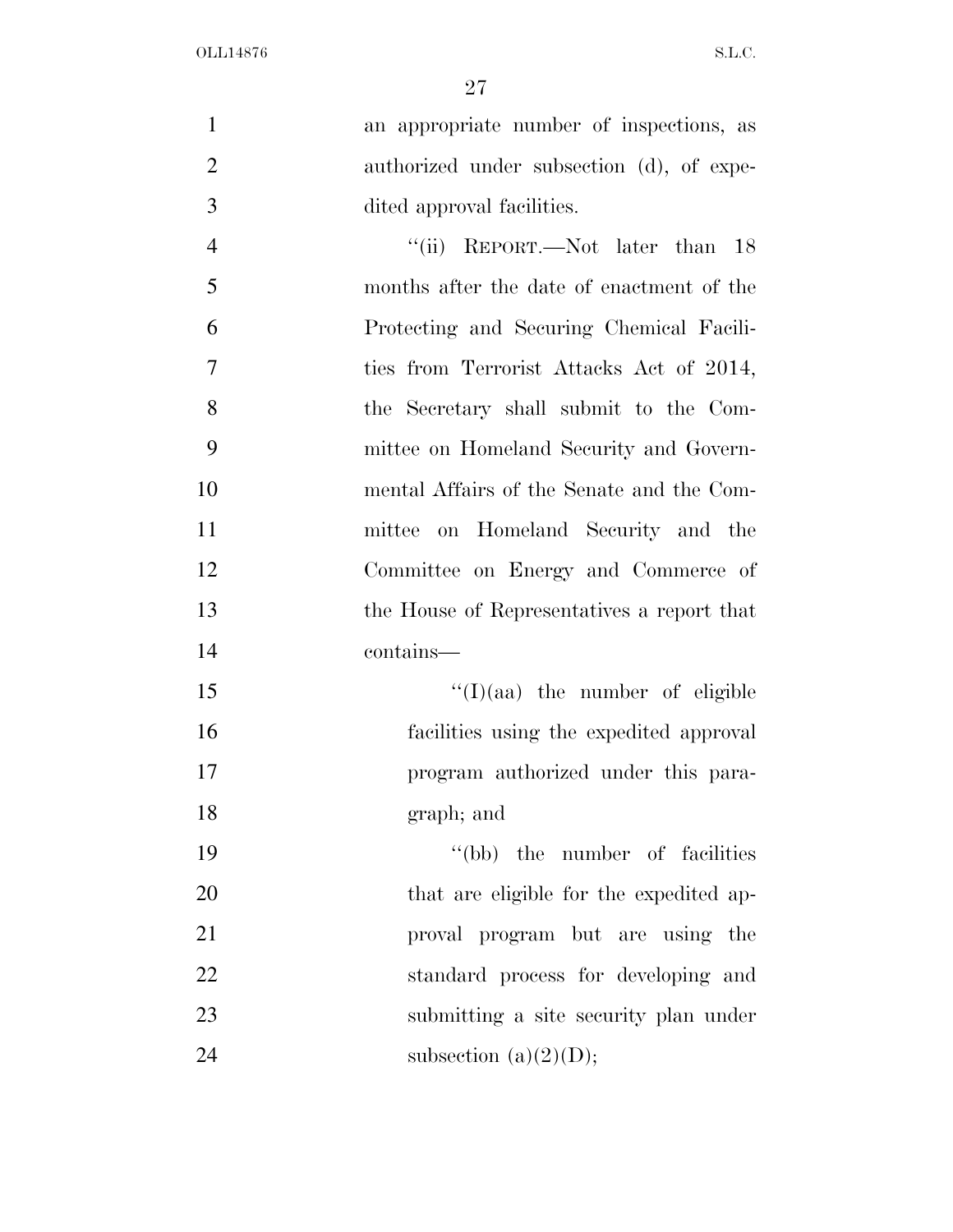an appropriate number of inspections, as authorized under subsection (d), of expedited approval facilities.

''(ii) REPORT.—Not later than 18 months after the date of enactment of the Protecting and Securing Chemical Facilities from Terrorist Attacks Act of 2014, the Secretary shall submit to the Committee on Homeland Security and Governmental Affairs of the Senate and the Committee on Homeland Security and the Committee on Energy and Commerce of the House of Representatives a report that contains—

''(I)(aa) the number of eligible facilities using the expedited approval program authorized under this paragraph; and

''(bb) the number of facilities that are eligible for the expedited approval program but are using the standard process for developing and submitting a site security plan under subsection (a)(2)(D);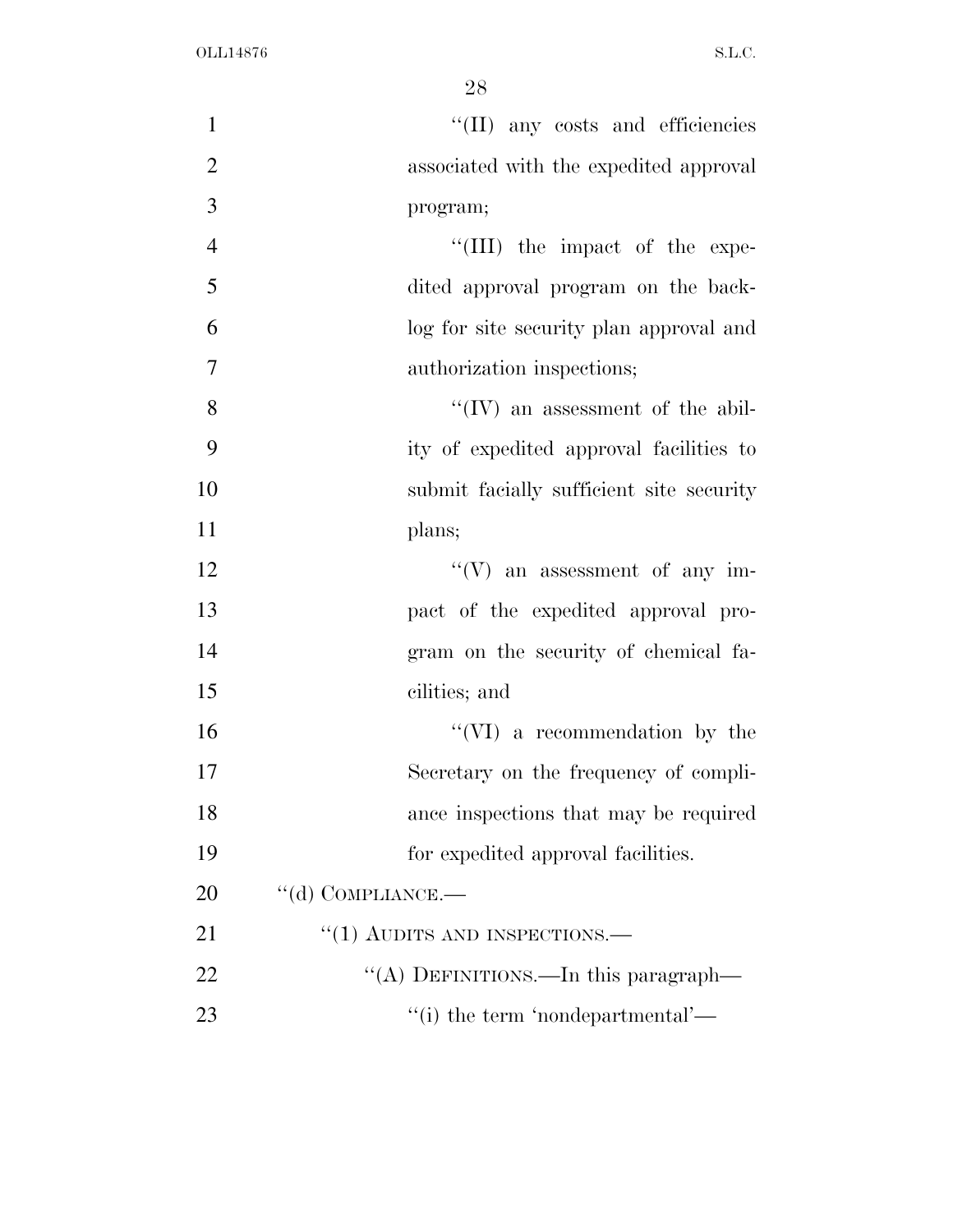''(II) any costs and efficiencies associated with the expedited approval program;

''(III) the impact of the expedited approval program on the backlog for site security plan approval and authorization inspections;

''(IV) an assessment of the ability of expedited approval facilities to submit facially sufficient site security plans;

''(V) an assessment of any impact of the expedited approval program on the security of chemical facilities; and

''(VI) a recommendation by the Secretary on the frequency of compliance inspections that may be required for expedited approval facilities.

''(d) COMPLIANCE.—

''(1) AUDITS AND INSPECTIONS.—

''(A) DEFINITIONS.—In this paragraph—

''(i) the term 'nondepartmental'—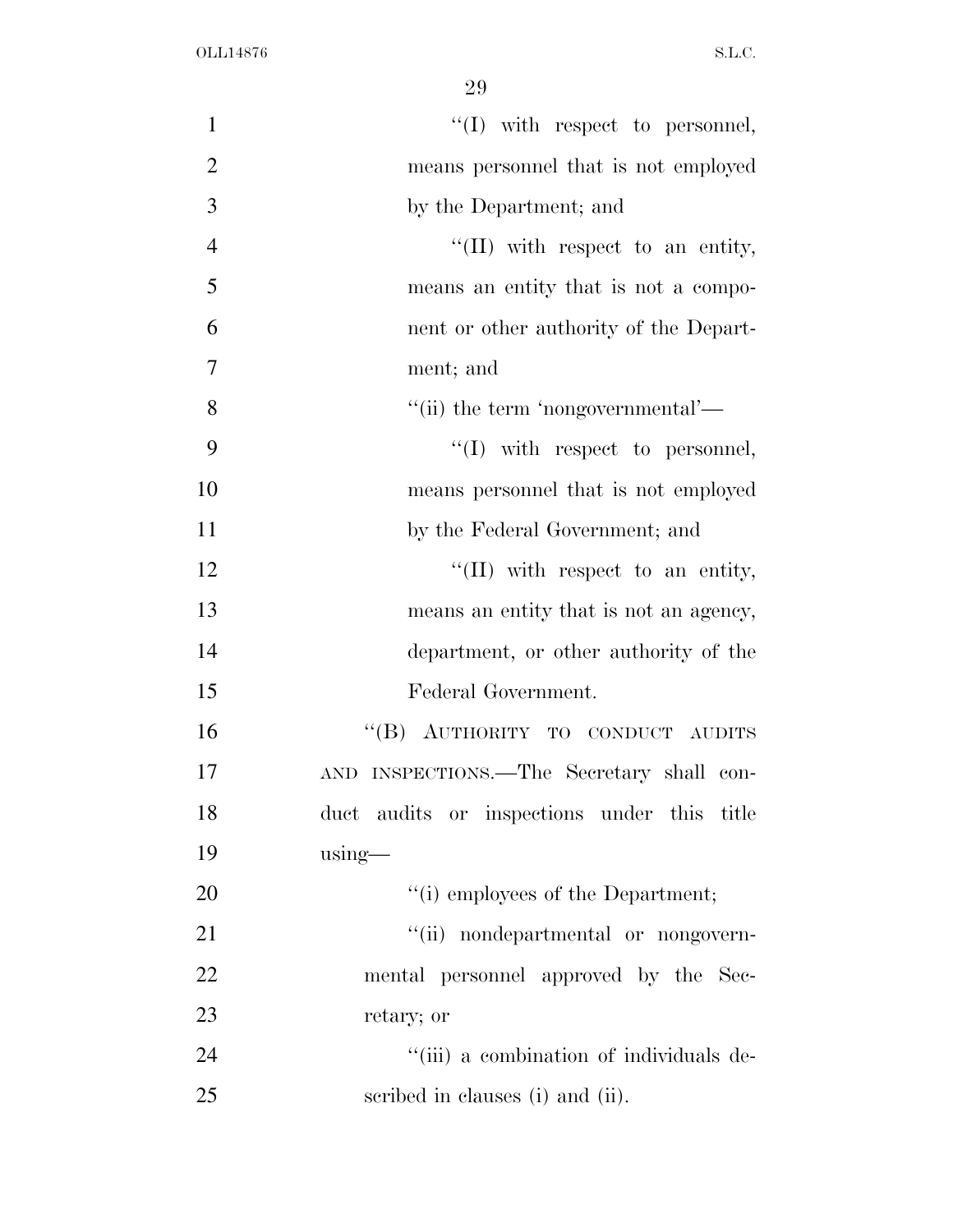''(I) with respect to personnel, means personnel that is not employed by the Department; and

''(II) with respect to an entity, means an entity that is not a component or other authority of the Department; and

''(ii) the term 'nongovernmental'—

''(I) with respect to personnel, means personnel that is not employed by the Federal Government; and

''(II) with respect to an entity, means an entity that is not an agency, department, or other authority of the Federal Government.

''(B) AUTHORITY TO CONDUCT AUDITS AND INSPECTIONS.—The Secretary shall conduct audits or inspections under this title using—

''(i) employees of the Department;

''(ii) nondepartmental or nongovernmental personnel approved by the Secretary; or

''(iii) a combination of individuals described in clauses (i) and (ii).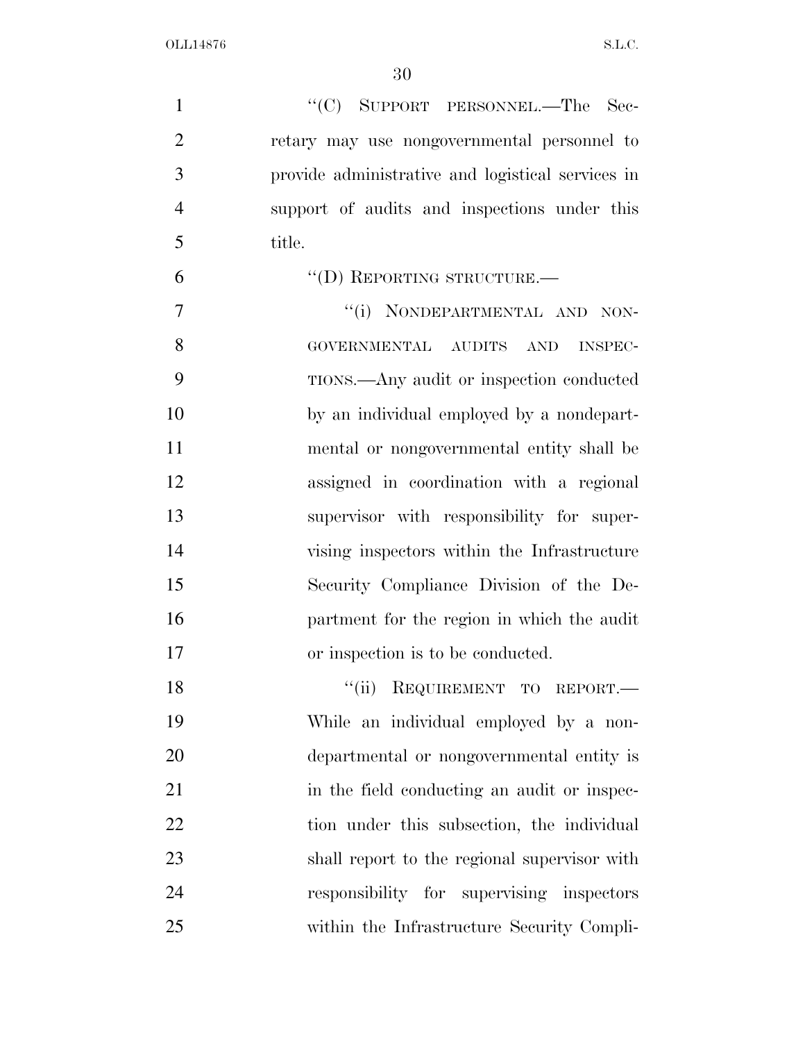"(C) SUPPORT PERSONNEL.—The Secretary may use nongovernmental personnel to provide administrative and logistical services in support of audits and inspections under this title.

"(D) REPORTING STRUCTURE.—

"(i) NONDEPARTMENTAL AND NONGOVERNMENTAL AUDITS AND INSPECTIONS.—Any audit or inspection conducted by an individual employed by a nondepartmental or nongovernmental entity shall be assigned in coordination with a regional supervisor with responsibility for supervising inspectors within the Infrastructure Security Compliance Division of the Department for the region in which the audit or inspection is to be conducted.

"(ii) REQUIREMENT TO REPORT.—While an individual employed by a nondepartmental or nongovernmental entity is in the field conducting an audit or inspection under this subsection, the individual shall report to the regional supervisor with responsibility for supervising inspectors within the Infrastructure Security Compli-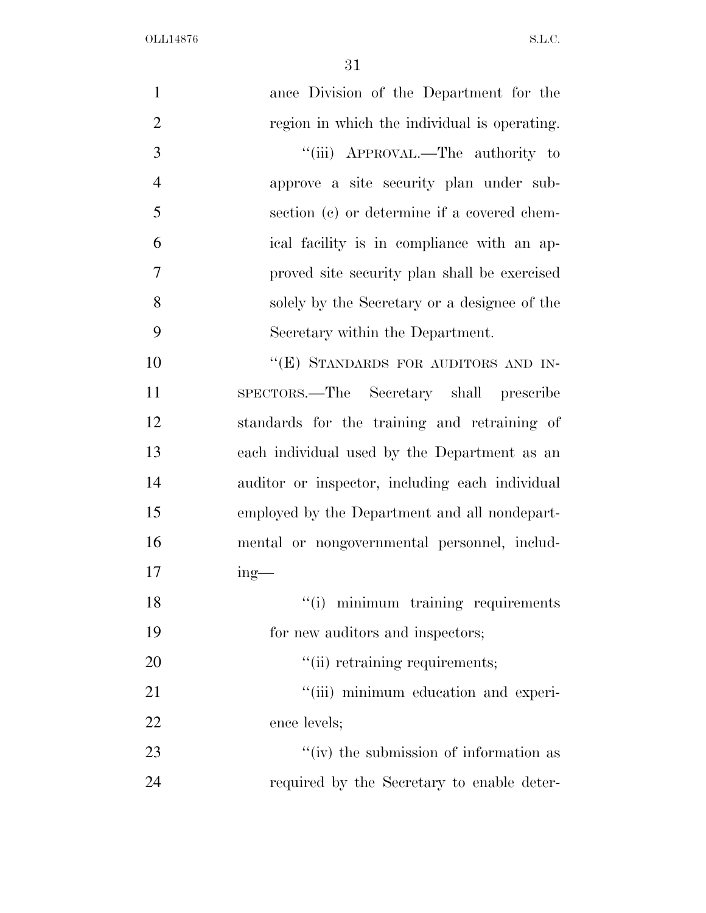ance Division of the Department for the region in which the individual is operating.

"(iii) APPROVAL.—The authority to approve a site security plan under subsection (c) or determine if a covered chemical facility is in compliance with an approved site security plan shall be exercised solely by the Secretary or a designee of the Secretary within the Department.

"(E) STANDARDS FOR AUDITORS AND INSPECTORS.—The Secretary shall prescribe standards for the training and retraining of each individual used by the Department as an auditor or inspector, including each individual employed by the Department and all nondepartmental or nongovernmental personnel, including—

"(i) minimum training requirements for new auditors and inspectors;

"(ii) retraining requirements;

"(iii) minimum education and experience levels;

"(iv) the submission of information as required by the Secretary to enable deter-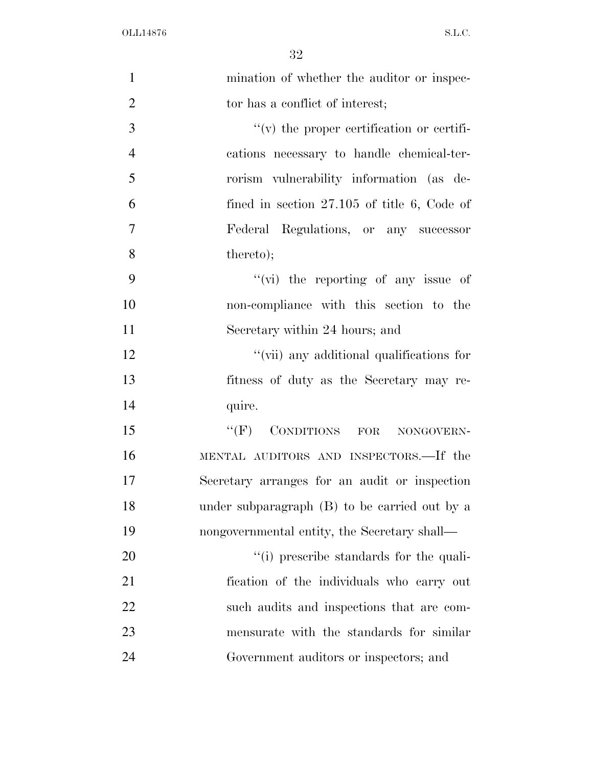mination of whether the auditor or inspector has a conflict of interest;

"(v) the proper certification or certifications necessary to handle chemical-terrorism vulnerability information (as defined in section 27.105 of title 6, Code of Federal Regulations, or any successor thereto);

"(vi) the reporting of any issue of non-compliance with this section to the Secretary within 24 hours; and

"(vii) any additional qualifications for fitness of duty as the Secretary may require.

"(F) CONDITIONS FOR NONGOVERNMENTAL AUDITORS AND INSPECTORS.—If the Secretary arranges for an audit or inspection under subparagraph (B) to be carried out by a nongovernmental entity, the Secretary shall—

"(i) prescribe standards for the qualification of the individuals who carry out such audits and inspections that are commensurate with the standards for similar Government auditors or inspectors; and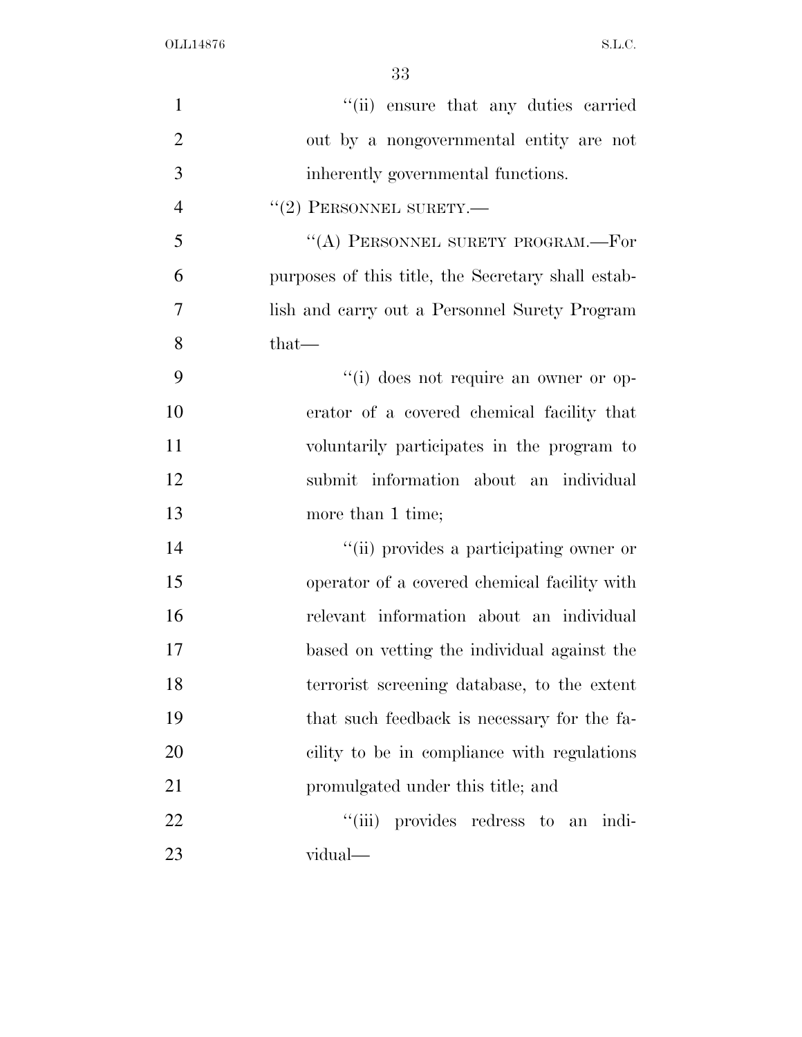"(ii) ensure that any duties carried out by a nongovernmental entity are not inherently governmental functions.

"(2) PERSONNEL SURETY.—

"(A) PERSONNEL SURETY PROGRAM.—For purposes of this title, the Secretary shall establish and carry out a Personnel Surety Program that—

"(i) does not require an owner or operator of a covered chemical facility that voluntarily participates in the program to submit information about an individual more than 1 time;

"(ii) provides a participating owner or operator of a covered chemical facility with relevant information about an individual based on vetting the individual against the terrorist screening database, to the extent that such feedback is necessary for the facility to be in compliance with regulations promulgated under this title; and

"(iii) provides redress to an individual—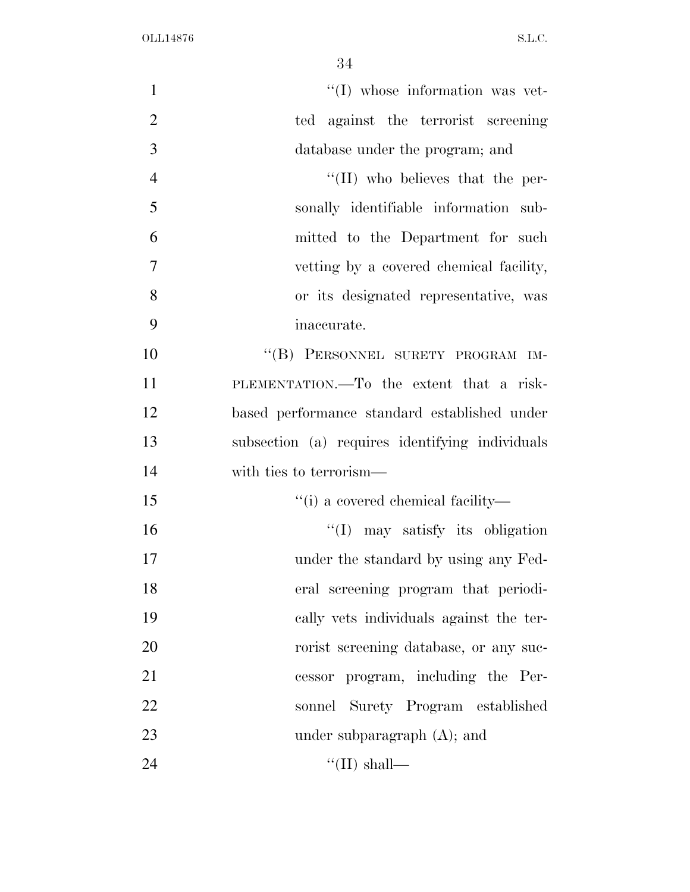"(I) whose information was vetted against the terrorist screening database under the program; and

"(II) who believes that the personally identifiable information submitted to the Department for such vetting by a covered chemical facility, or its designated representative, was inaccurate.

"(B) PERSONNEL SURETY PROGRAM IMPLEMENTATION.—To the extent that a risk-based performance standard established under subsection (a) requires identifying individuals with ties to terrorism—

"(i) a covered chemical facility—

"(I) may satisfy its obligation under the standard by using any Federal screening program that periodically vets individuals against the terrorist screening database, or any successor program, including the Personnel Surety Program established under subparagraph (A); and

"(II) shall—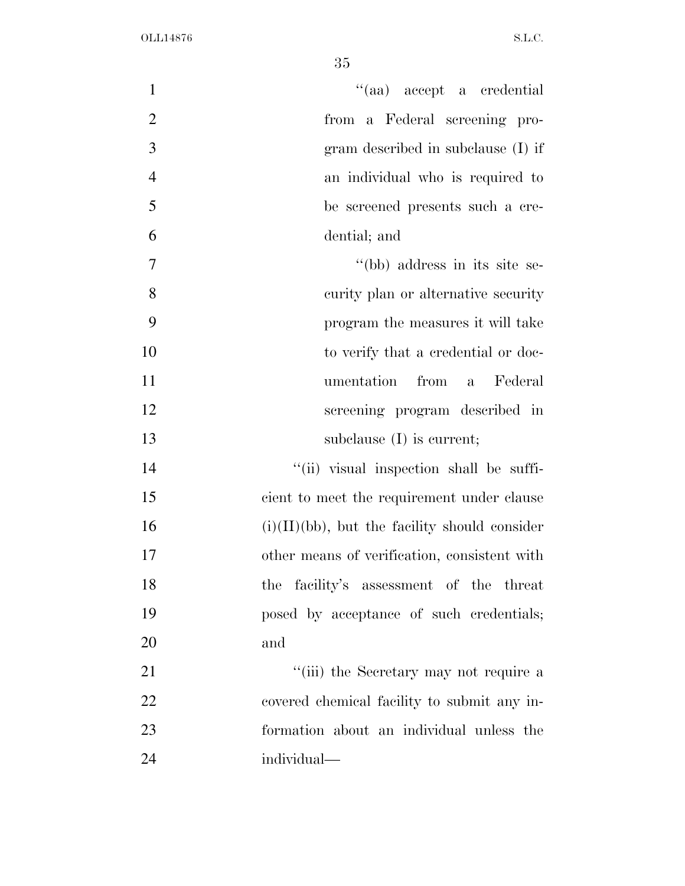''(aa) accept a credential from a Federal screening program described in subclause (I) if an individual who is required to be screened presents such a credential; and

''(bb) address in its site security plan or alternative security program the measures it will take to verify that a credential or documentation from a Federal screening program described in subclause (I) is current;

''(ii) visual inspection shall be sufficient to meet the requirement under clause (i)(II)(bb), but the facility should consider other means of verification, consistent with the facility's assessment of the threat posed by acceptance of such credentials; and

''(iii) the Secretary may not require a covered chemical facility to submit any information about an individual unless the individual—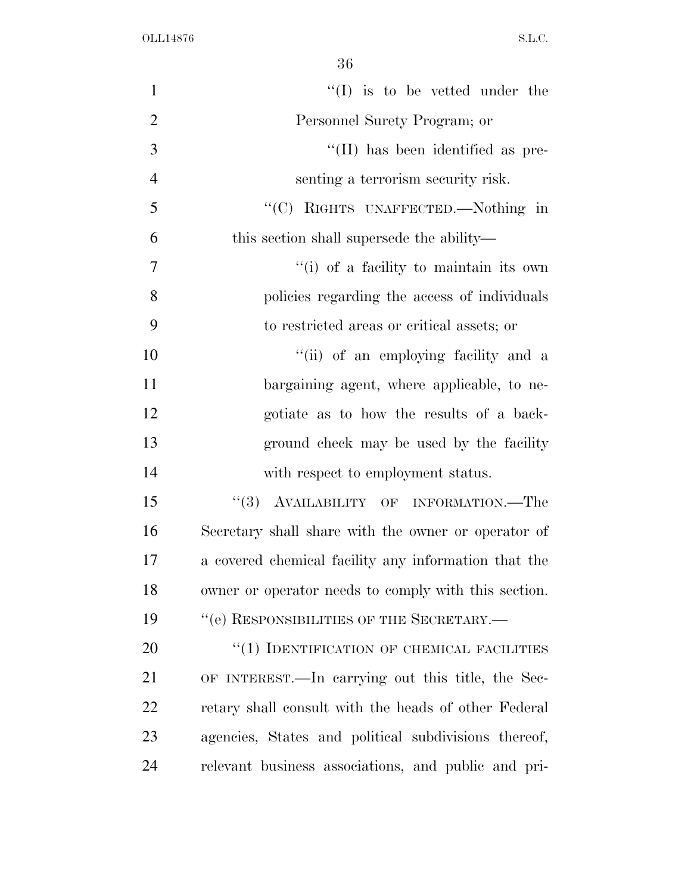"(I) is to be vetted under the Personnel Surety Program; or

"(II) has been identified as presenting a terrorism security risk.

"(C) RIGHTS UNAFFECTED.—Nothing in this section shall supersede the ability—

"(i) of a facility to maintain its own policies regarding the access of individuals to restricted areas or critical assets; or

"(ii) of an employing facility and a bargaining agent, where applicable, to negotiate as to how the results of a background check may be used by the facility with respect to employment status.

"(3) AVAILABILITY OF INFORMATION.—The Secretary shall share with the owner or operator of a covered chemical facility any information that the owner or operator needs to comply with this section.

"(e) RESPONSIBILITIES OF THE SECRETARY.—

"(1) IDENTIFICATION OF CHEMICAL FACILITIES OF INTEREST.—In carrying out this title, the Secretary shall consult with the heads of other Federal agencies, States and political subdivisions thereof, relevant business associations, and public and pri-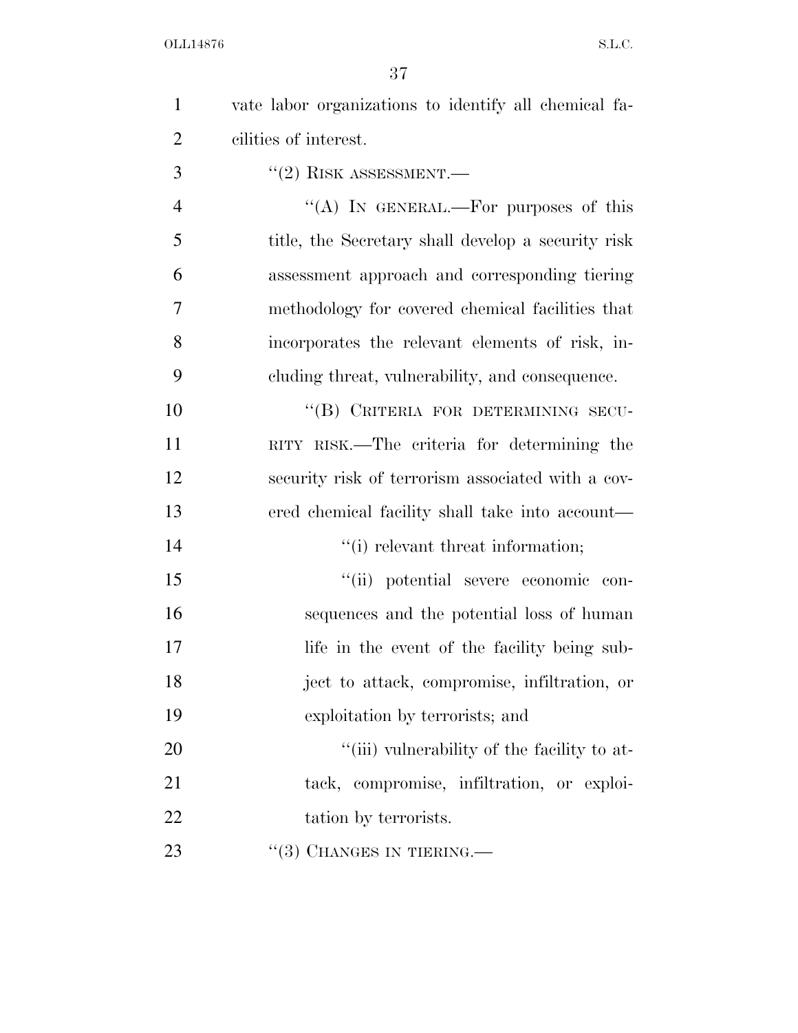vate labor organizations to identify all chemical facilities of interest.

"(2) RISK ASSESSMENT.—

"(A) IN GENERAL.—For purposes of this title, the Secretary shall develop a security risk assessment approach and corresponding tiering methodology for covered chemical facilities that incorporates the relevant elements of risk, including threat, vulnerability, and consequence.

"(B) CRITERIA FOR DETERMINING SECURITY RISK.—The criteria for determining the security risk of terrorism associated with a covered chemical facility shall take into account—

"(i) relevant threat information;

"(ii) potential severe economic consequences and the potential loss of human life in the event of the facility being subject to attack, compromise, infiltration, or exploitation by terrorists; and

"(iii) vulnerability of the facility to attack, compromise, infiltration, or exploitation by terrorists.

"(3) CHANGES IN TIERING.—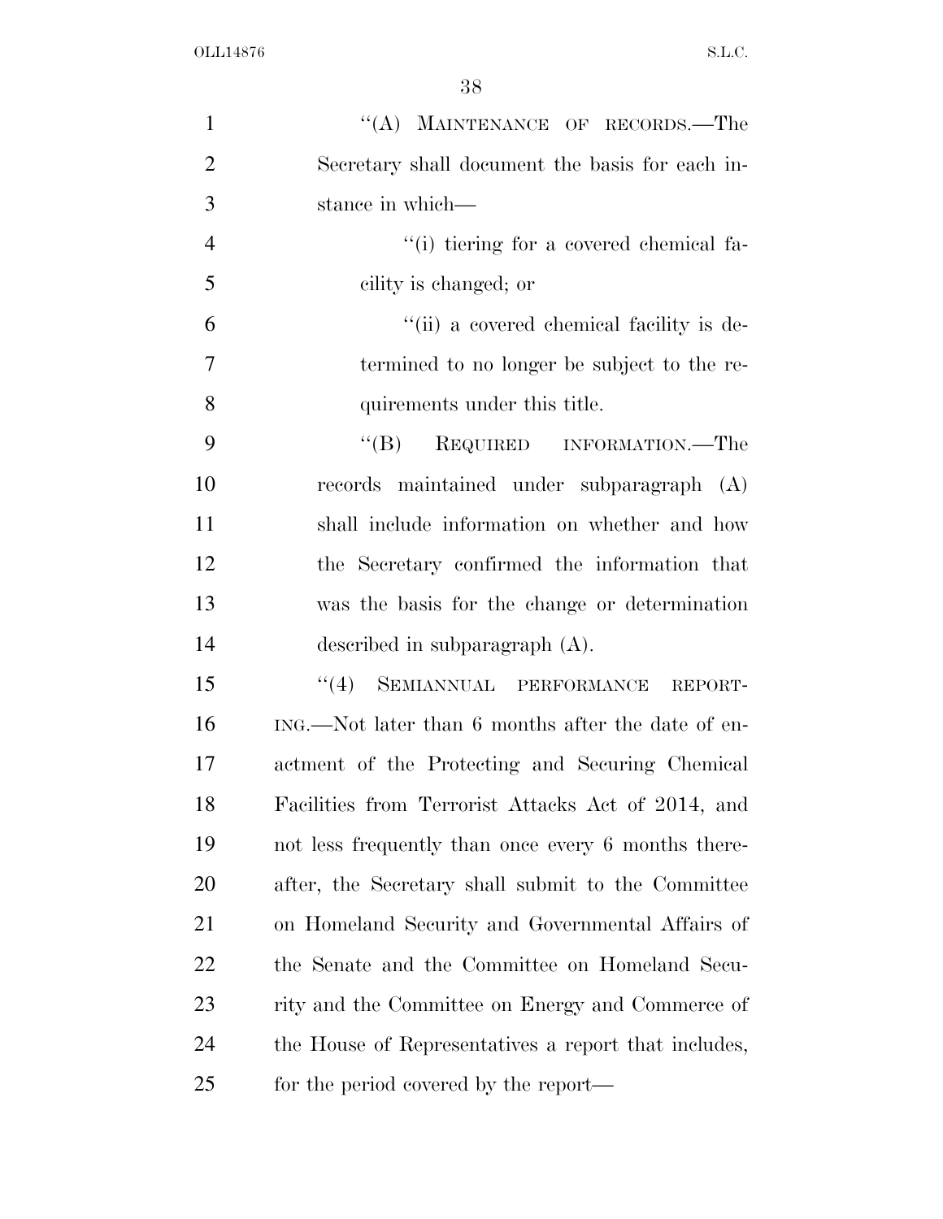"(A) MAINTENANCE OF RECORDS.—The Secretary shall document the basis for each instance in which—

"(i) tiering for a covered chemical facility is changed; or

"(ii) a covered chemical facility is determined to no longer be subject to the requirements under this title.

"(B) REQUIRED INFORMATION.—The records maintained under subparagraph (A) shall include information on whether and how the Secretary confirmed the information that was the basis for the change or determination described in subparagraph (A).

"(4) SEMIANNUAL PERFORMANCE REPORTING.—Not later than 6 months after the date of enactment of the Protecting and Securing Chemical Facilities from Terrorist Attacks Act of 2014, and not less frequently than once every 6 months thereafter, the Secretary shall submit to the Committee on Homeland Security and Governmental Affairs of the Senate and the Committee on Homeland Security and the Committee on Energy and Commerce of the House of Representatives a report that includes, for the period covered by the report—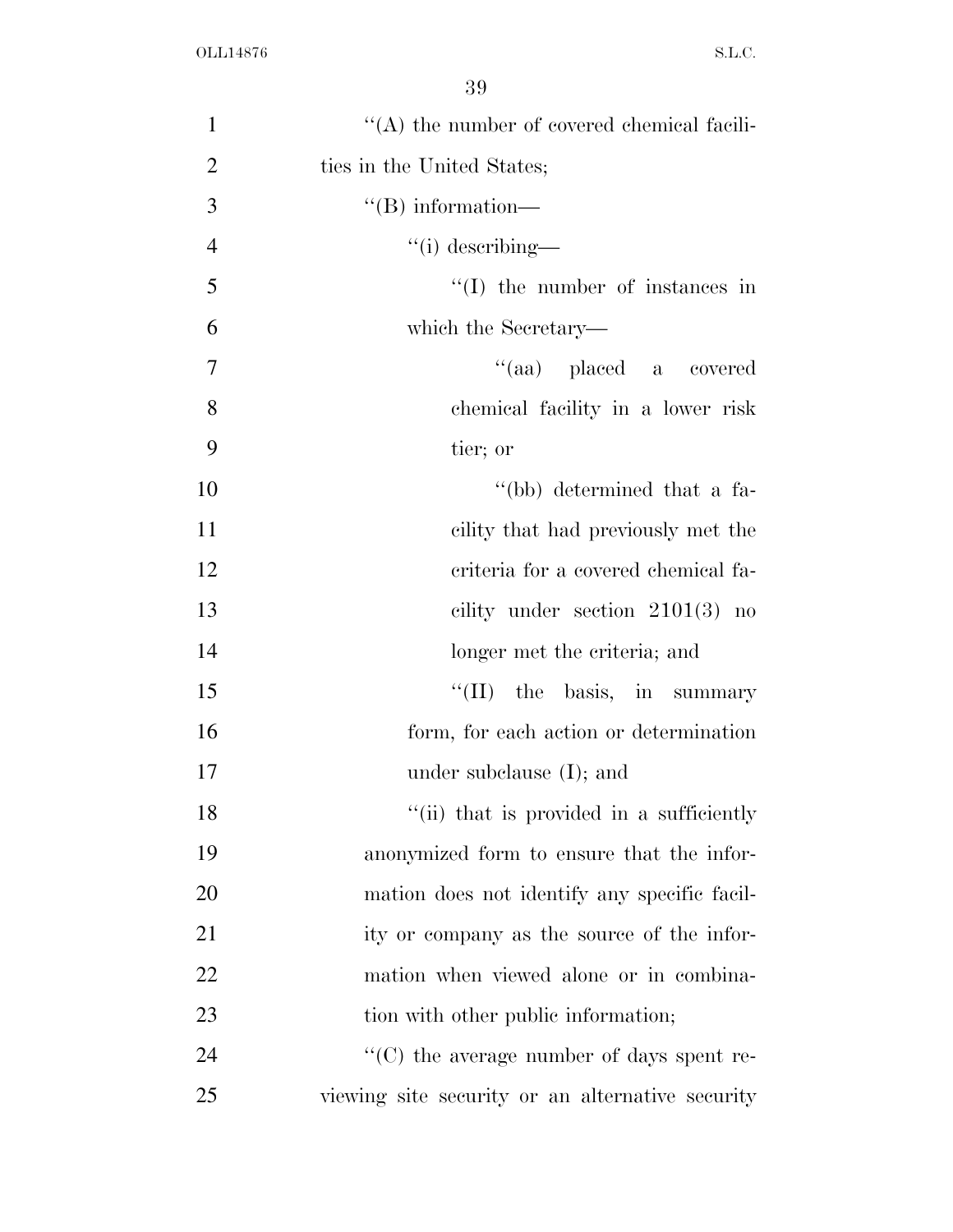"(A) the number of covered chemical facilities in the United States;

"(B) information—

"(i) describing—

"(I) the number of instances in which the Secretary—

"(aa) placed a covered chemical facility in a lower risk tier; or

"(bb) determined that a facility that had previously met the criteria for a covered chemical facility under section 2101(3) no longer met the criteria; and

"(II) the basis, in summary form, for each action or determination under subclause (I); and

"(ii) that is provided in a sufficiently anonymized form to ensure that the information does not identify any specific facility or company as the source of the information when viewed alone or in combination with other public information;

"(C) the average number of days spent reviewing site security or an alternative security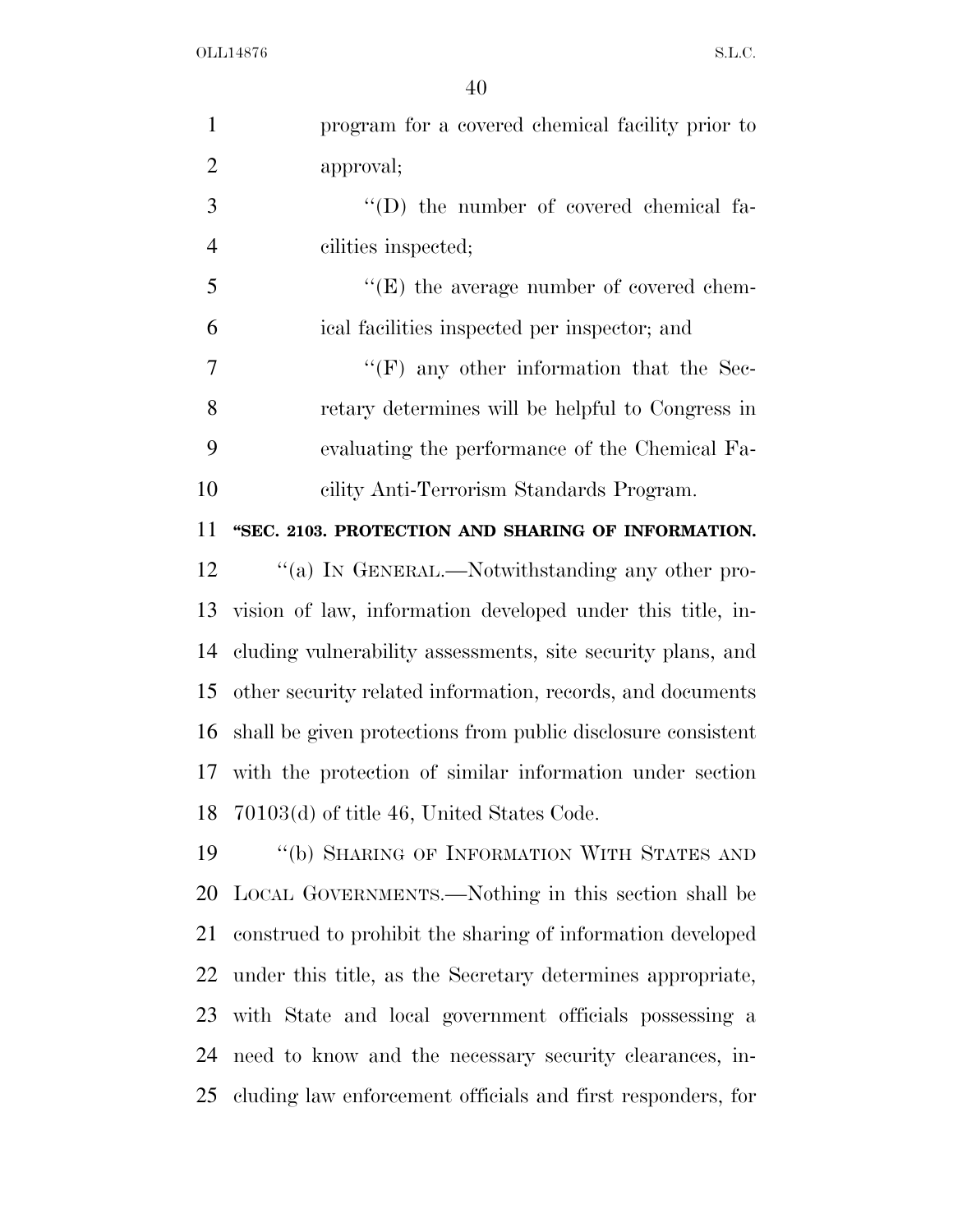program for a covered chemical facility prior to approval;

"(D) the number of covered chemical facilities inspected;

"(E) the average number of covered chemical facilities inspected per inspector; and

"(F) any other information that the Secretary determines will be helpful to Congress in evaluating the performance of the Chemical Facility Anti-Terrorism Standards Program.

**"SEC. 2103. PROTECTION AND SHARING OF INFORMATION.**

"(a) IN GENERAL.—Notwithstanding any other provision of law, information developed under this title, including vulnerability assessments, site security plans, and other security related information, records, and documents shall be given protections from public disclosure consistent with the protection of similar information under section 70103(d) of title 46, United States Code.

"(b) SHARING OF INFORMATION WITH STATES AND LOCAL GOVERNMENTS.—Nothing in this section shall be construed to prohibit the sharing of information developed under this title, as the Secretary determines appropriate, with State and local government officials possessing a need to know and the necessary security clearances, including law enforcement officials and first responders, for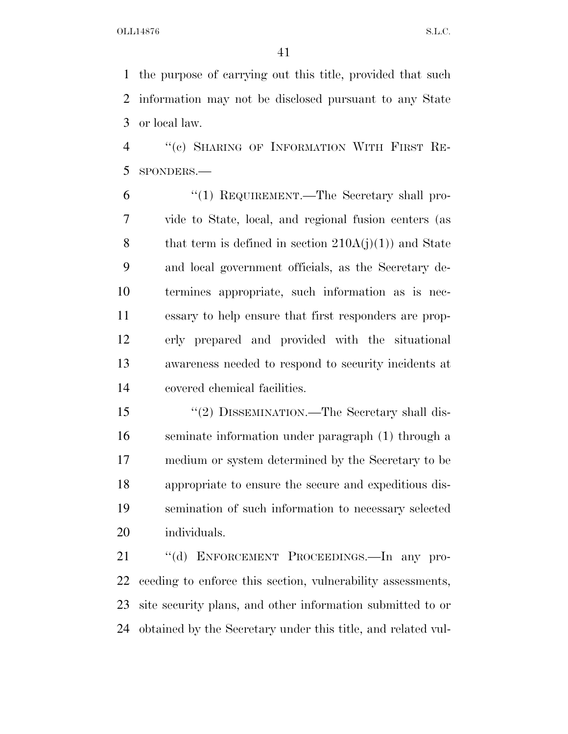the purpose of carrying out this title, provided that such information may not be disclosed pursuant to any State or local law.

"(c) SHARING OF INFORMATION WITH FIRST RESPONDERS.—

"(1) REQUIREMENT.—The Secretary shall provide to State, local, and regional fusion centers (as that term is defined in section 210A(j)(1)) and State and local government officials, as the Secretary determines appropriate, such information as is necessary to help ensure that first responders are properly prepared and provided with the situational awareness needed to respond to security incidents at covered chemical facilities.

"(2) DISSEMINATION.—The Secretary shall disseminate information under paragraph (1) through a medium or system determined by the Secretary to be appropriate to ensure the secure and expeditious dissemination of such information to necessary selected individuals.

"(d) ENFORCEMENT PROCEEDINGS.—In any proceeding to enforce this section, vulnerability assessments, site security plans, and other information submitted to or obtained by the Secretary under this title, and related vul-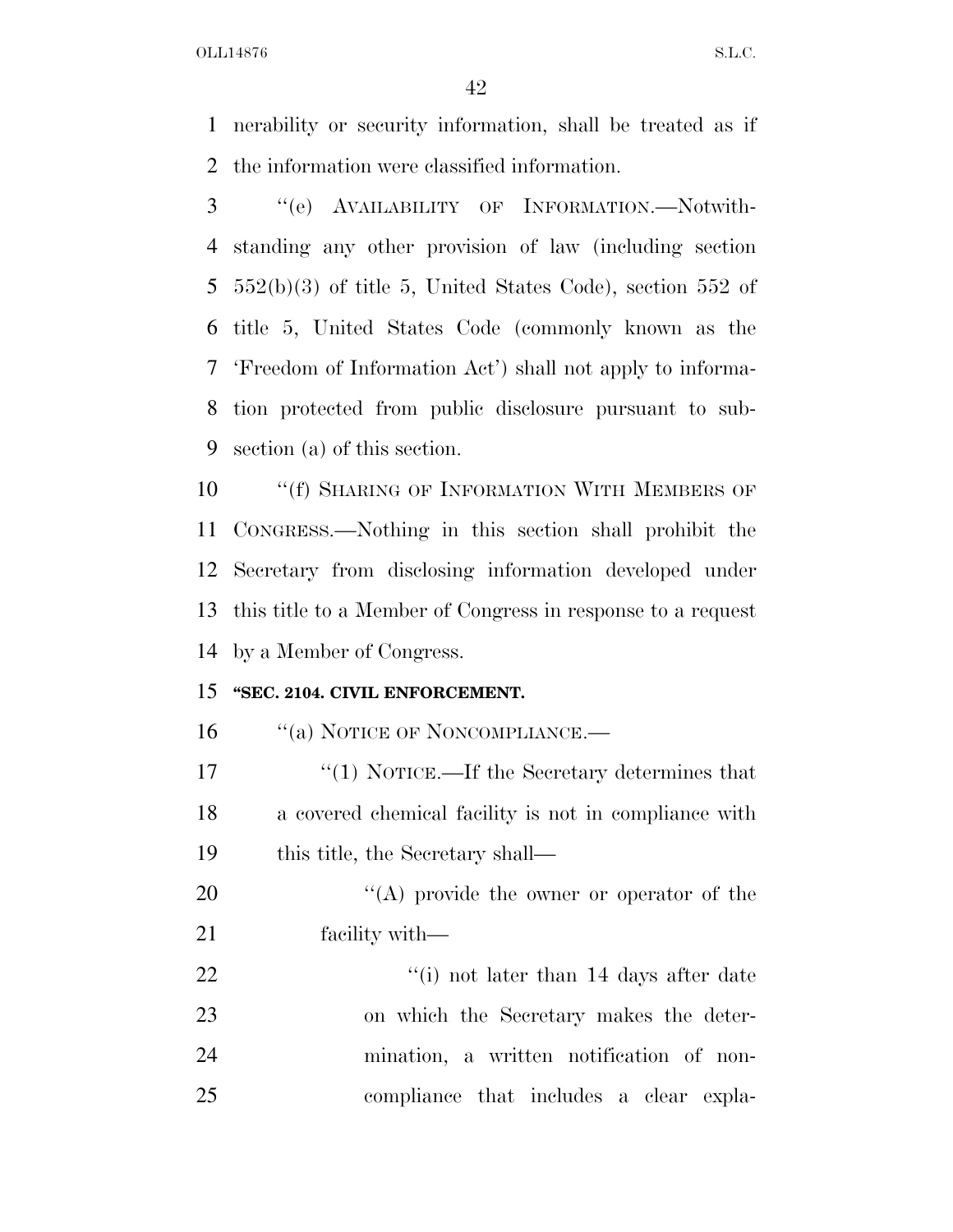nerability or security information, shall be treated as if the information were classified information.

''(e) AVAILABILITY OF INFORMATION.—Notwithstanding any other provision of law (including section 552(b)(3) of title 5, United States Code), section 552 of title 5, United States Code (commonly known as the 'Freedom of Information Act') shall not apply to information protected from public disclosure pursuant to subsection (a) of this section.

''(f) SHARING OF INFORMATION WITH MEMBERS OF CONGRESS.—Nothing in this section shall prohibit the Secretary from disclosing information developed under this title to a Member of Congress in response to a request by a Member of Congress.

**''SEC. 2104. CIVIL ENFORCEMENT.**

''(a) NOTICE OF NONCOMPLIANCE.—

''(1) NOTICE.—If the Secretary determines that a covered chemical facility is not in compliance with this title, the Secretary shall—

''(A) provide the owner or operator of the facility with—

''(i) not later than 14 days after date on which the Secretary makes the determination, a written notification of noncompliance that includes a clear expla-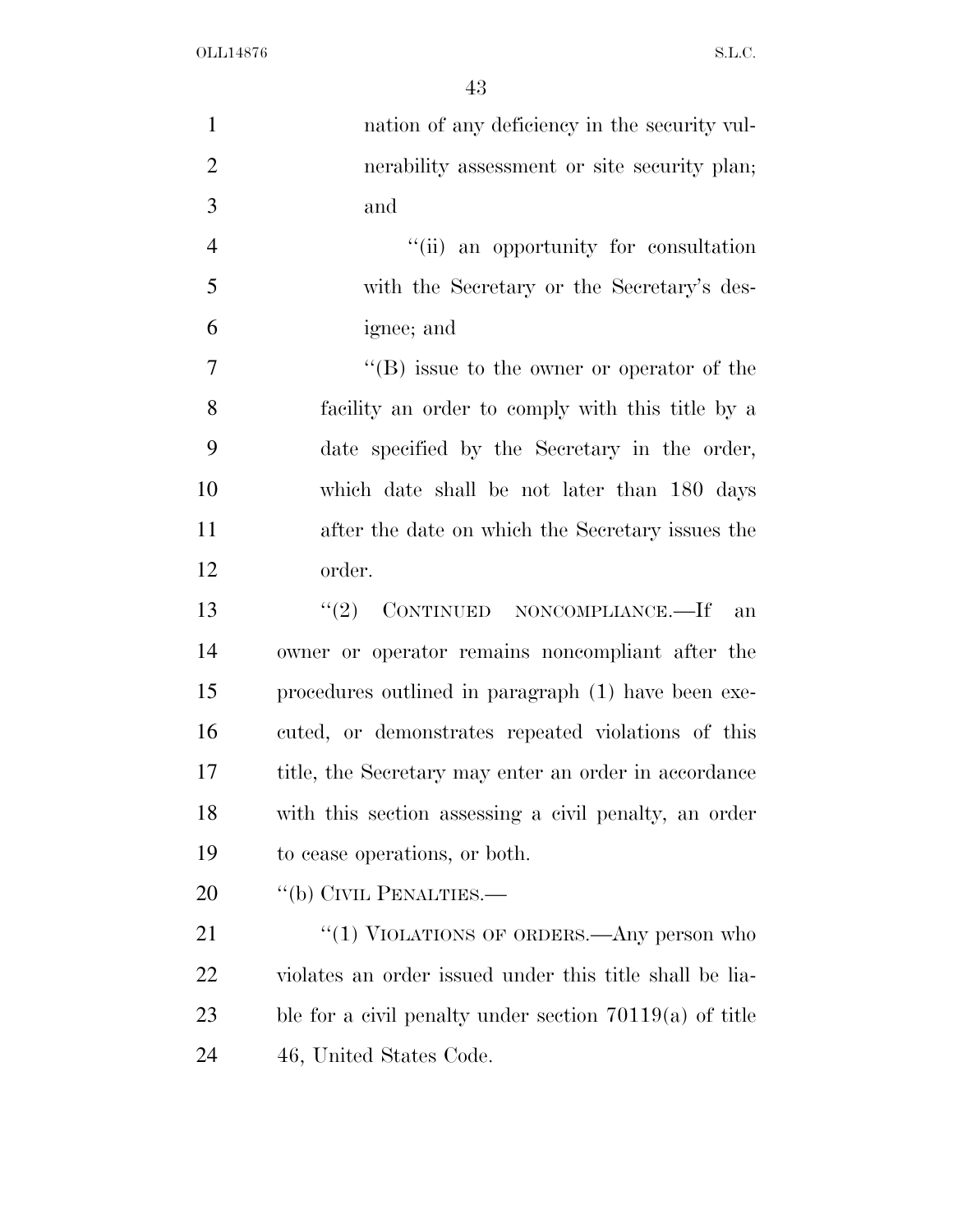nation of any deficiency in the security vulnerability assessment or site security plan; and

"(ii) an opportunity for consultation with the Secretary or the Secretary's designee; and

"(B) issue to the owner or operator of the facility an order to comply with this title by a date specified by the Secretary in the order, which date shall be not later than 180 days after the date on which the Secretary issues the order.

"(2) CONTINUED NONCOMPLIANCE.—If an owner or operator remains noncompliant after the procedures outlined in paragraph (1) have been executed, or demonstrates repeated violations of this title, the Secretary may enter an order in accordance with this section assessing a civil penalty, an order to cease operations, or both.

"(b) CIVIL PENALTIES.—

"(1) VIOLATIONS OF ORDERS.—Any person who violates an order issued under this title shall be liable for a civil penalty under section 70119(a) of title 46, United States Code.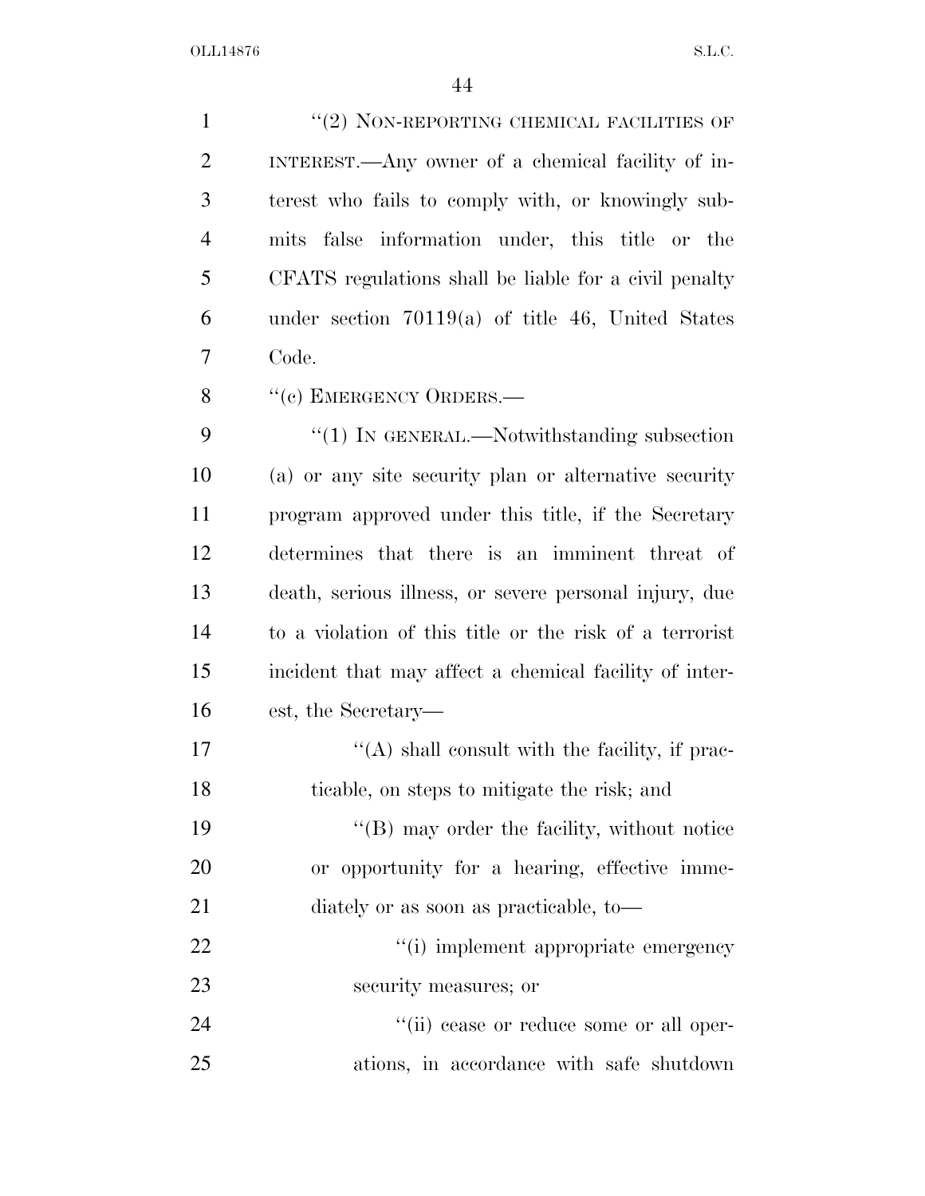"(2) NON-REPORTING CHEMICAL FACILITIES OF INTEREST.—Any owner of a chemical facility of interest who fails to comply with, or knowingly submits false information under, this title or the CFATS regulations shall be liable for a civil penalty under section 70119(a) of title 46, United States Code.

"(c) EMERGENCY ORDERS.—

"(1) IN GENERAL.—Notwithstanding subsection (a) or any site security plan or alternative security program approved under this title, if the Secretary determines that there is an imminent threat of death, serious illness, or severe personal injury, due to a violation of this title or the risk of a terrorist incident that may affect a chemical facility of interest, the Secretary—

"(A) shall consult with the facility, if practicable, on steps to mitigate the risk; and

"(B) may order the facility, without notice or opportunity for a hearing, effective immediately or as soon as practicable, to—

"(i) implement appropriate emergency security measures; or

"(ii) cease or reduce some or all operations, in accordance with safe shutdown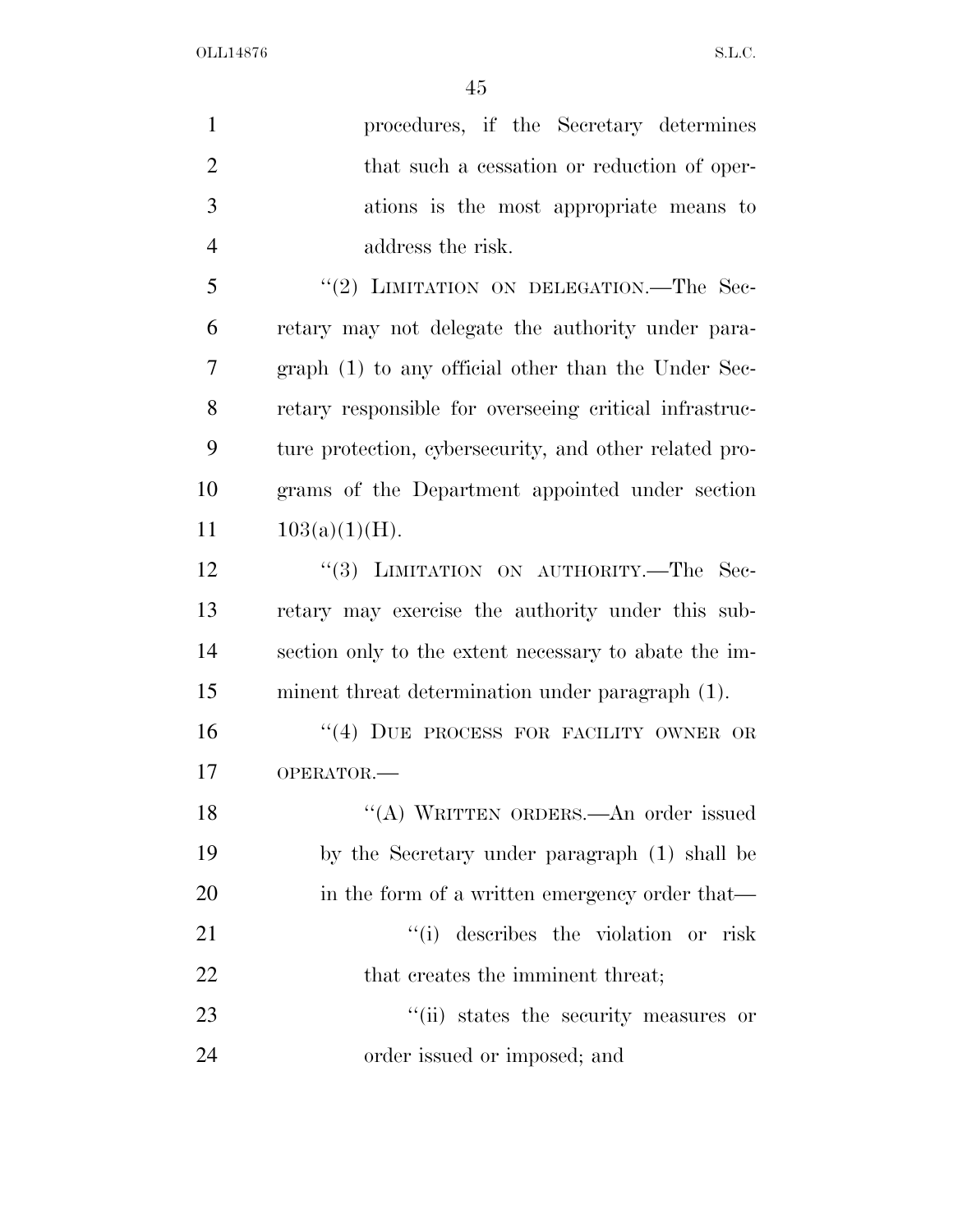procedures, if the Secretary determines that such a cessation or reduction of operations is the most appropriate means to address the risk.

"(2) LIMITATION ON DELEGATION.—The Secretary may not delegate the authority under paragraph (1) to any official other than the Under Secretary responsible for overseeing critical infrastructure protection, cybersecurity, and other related programs of the Department appointed under section 103(a)(1)(H).

"(3) LIMITATION ON AUTHORITY.—The Secretary may exercise the authority under this subsection only to the extent necessary to abate the imminent threat determination under paragraph (1).

"(4) DUE PROCESS FOR FACILITY OWNER OR OPERATOR.—

"(A) WRITTEN ORDERS.—An order issued by the Secretary under paragraph (1) shall be in the form of a written emergency order that—

"(i) describes the violation or risk that creates the imminent threat;

"(ii) states the security measures or order issued or imposed; and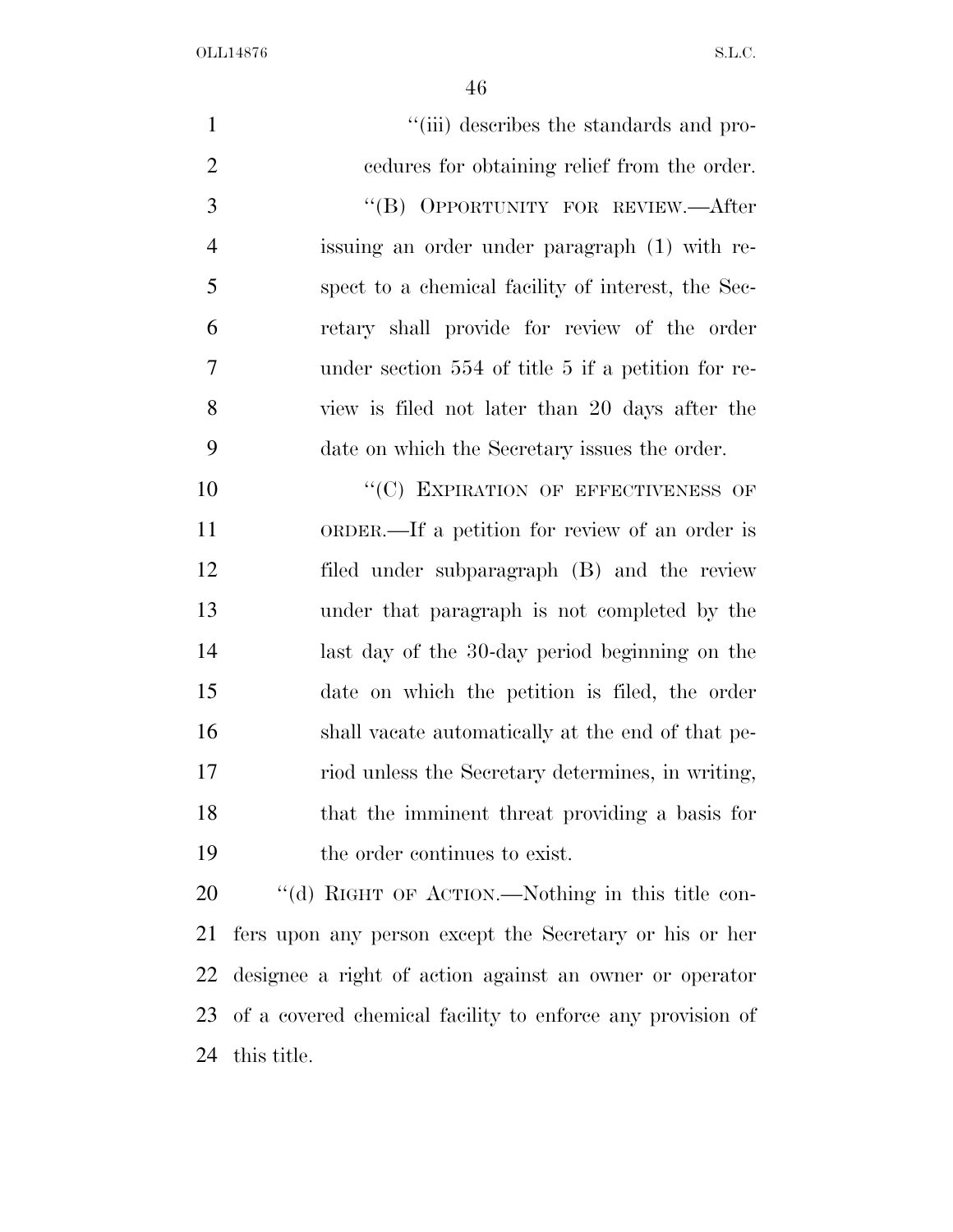"(iii) describes the standards and procedures for obtaining relief from the order.

"(B) OPPORTUNITY FOR REVIEW.—After issuing an order under paragraph (1) with respect to a chemical facility of interest, the Secretary shall provide for review of the order under section 554 of title 5 if a petition for review is filed not later than 20 days after the date on which the Secretary issues the order.

"(C) EXPIRATION OF EFFECTIVENESS OF ORDER.—If a petition for review of an order is filed under subparagraph (B) and the review under that paragraph is not completed by the last day of the 30-day period beginning on the date on which the petition is filed, the order shall vacate automatically at the end of that period unless the Secretary determines, in writing, that the imminent threat providing a basis for the order continues to exist.

"(d) RIGHT OF ACTION.—Nothing in this title confers upon any person except the Secretary or his or her designee a right of action against an owner or operator of a covered chemical facility to enforce any provision of this title.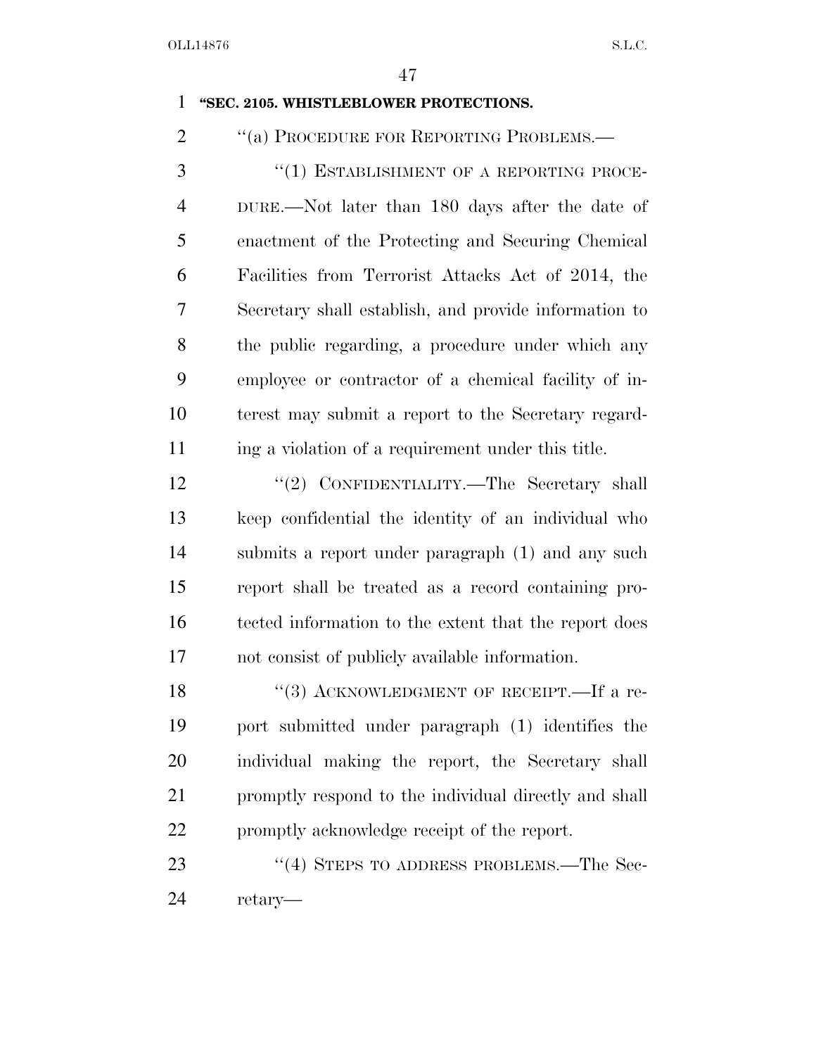**"SEC. 2105. WHISTLEBLOWER PROTECTIONS.**

"(a) PROCEDURE FOR REPORTING PROBLEMS.—

"(1) ESTABLISHMENT OF A REPORTING PROCEDURE.—Not later than 180 days after the date of enactment of the Protecting and Securing Chemical Facilities from Terrorist Attacks Act of 2014, the Secretary shall establish, and provide information to the public regarding, a procedure under which any employee or contractor of a chemical facility of interest may submit a report to the Secretary regarding a violation of a requirement under this title.

"(2) CONFIDENTIALITY.—The Secretary shall keep confidential the identity of an individual who submits a report under paragraph (1) and any such report shall be treated as a record containing protected information to the extent that the report does not consist of publicly available information.

"(3) ACKNOWLEDGMENT OF RECEIPT.—If a report submitted under paragraph (1) identifies the individual making the report, the Secretary shall promptly respond to the individual directly and shall promptly acknowledge receipt of the report.

"(4) STEPS TO ADDRESS PROBLEMS.—The Secretary—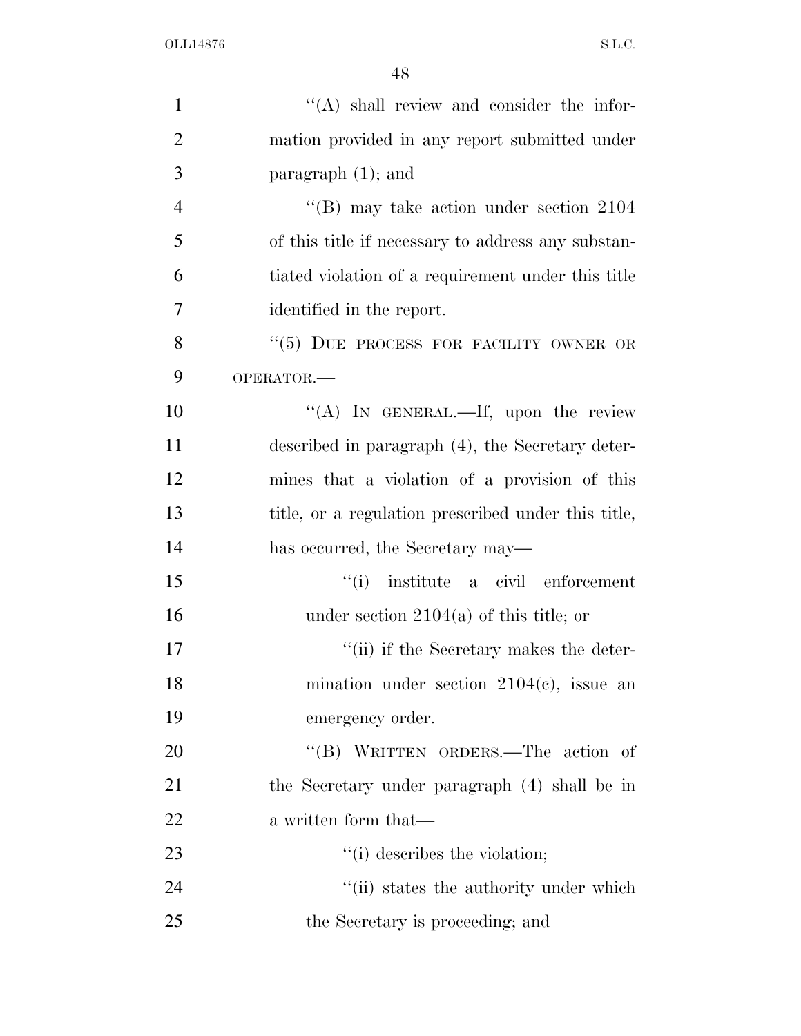"(A) shall review and consider the information provided in any report submitted under paragraph (1); and

"(B) may take action under section 2104 of this title if necessary to address any substantiated violation of a requirement under this title identified in the report.

"(5) DUE PROCESS FOR FACILITY OWNER OR OPERATOR.—

"(A) IN GENERAL.—If, upon the review described in paragraph (4), the Secretary determines that a violation of a provision of this title, or a regulation prescribed under this title, has occurred, the Secretary may—

"(i) institute a civil enforcement under section 2104(a) of this title; or

"(ii) if the Secretary makes the determination under section 2104(c), issue an emergency order.

"(B) WRITTEN ORDERS.—The action of the Secretary under paragraph (4) shall be in a written form that—

"(i) describes the violation;

"(ii) states the authority under which the Secretary is proceeding; and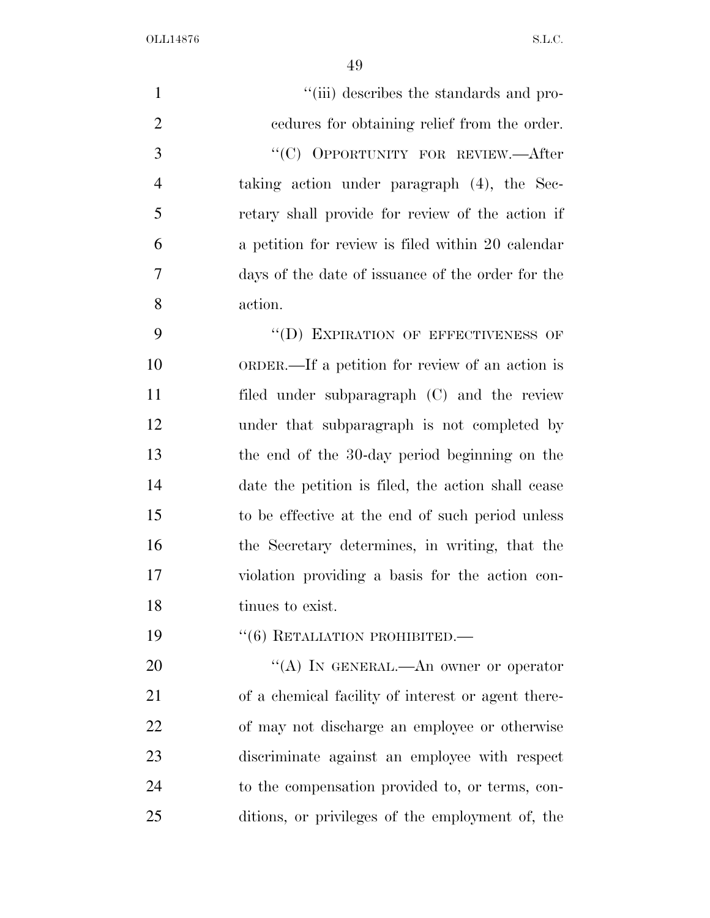"(iii) describes the standards and procedures for obtaining relief from the order.

"(C) OPPORTUNITY FOR REVIEW.—After taking action under paragraph (4), the Secretary shall provide for review of the action if a petition for review is filed within 20 calendar days of the date of issuance of the order for the action.

"(D) EXPIRATION OF EFFECTIVENESS OF ORDER.—If a petition for review of an action is filed under subparagraph (C) and the review under that subparagraph is not completed by the end of the 30-day period beginning on the date the petition is filed, the action shall cease to be effective at the end of such period unless the Secretary determines, in writing, that the violation providing a basis for the action continues to exist.

"(6) RETALIATION PROHIBITED.—

"(A) IN GENERAL.—An owner or operator of a chemical facility of interest or agent thereof may not discharge an employee or otherwise discriminate against an employee with respect to the compensation provided to, or terms, conditions, or privileges of the employment of, the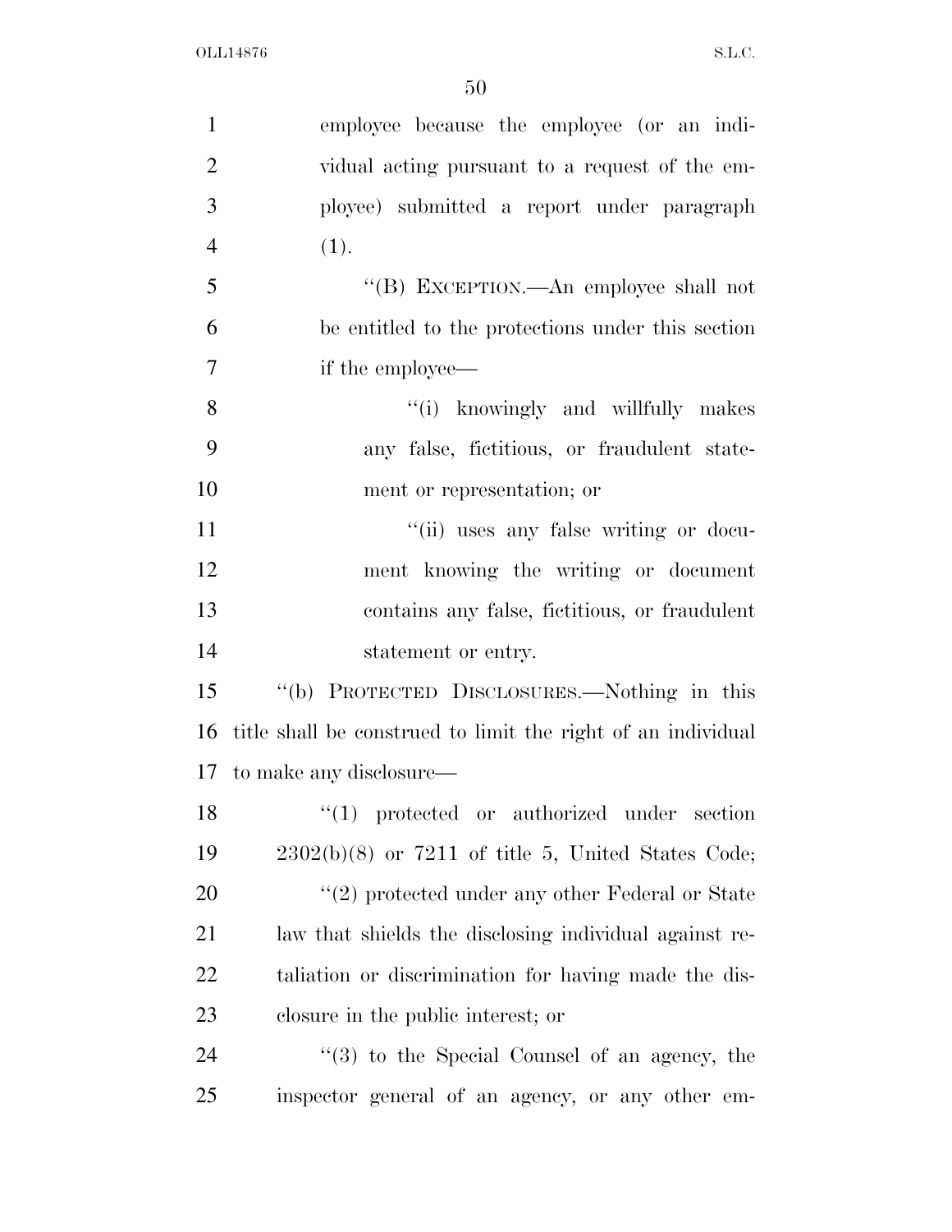employee because the employee (or an individual acting pursuant to a request of the employee) submitted a report under paragraph (1).

''(B) EXCEPTION.—An employee shall not be entitled to the protections under this section if the employee—

''(i) knowingly and willfully makes any false, fictitious, or fraudulent statement or representation; or

''(ii) uses any false writing or document knowing the writing or document contains any false, fictitious, or fraudulent statement or entry.

''(b) PROTECTED DISCLOSURES.—Nothing in this title shall be construed to limit the right of an individual to make any disclosure—

''(1) protected or authorized under section 2302(b)(8) or 7211 of title 5, United States Code;

''(2) protected under any other Federal or State law that shields the disclosing individual against retaliation or discrimination for having made the disclosure in the public interest; or

''(3) to the Special Counsel of an agency, the inspector general of an agency, or any other em-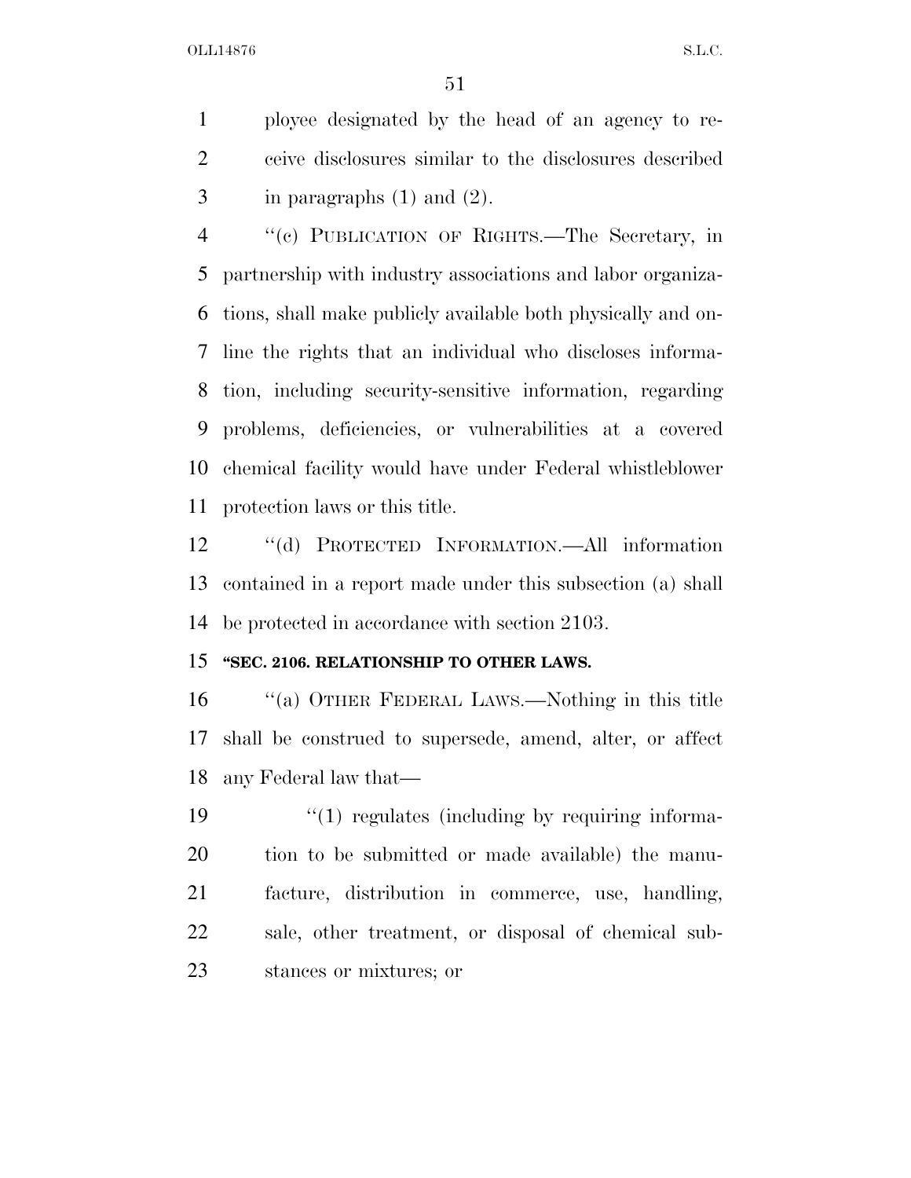ployee designated by the head of an agency to receive disclosures similar to the disclosures described in paragraphs (1) and (2).

"(c) PUBLICATION OF RIGHTS.—The Secretary, in partnership with industry associations and labor organizations, shall make publicly available both physically and online the rights that an individual who discloses information, including security-sensitive information, regarding problems, deficiencies, or vulnerabilities at a covered chemical facility would have under Federal whistleblower protection laws or this title.

"(d) PROTECTED INFORMATION.—All information contained in a report made under this subsection (a) shall be protected in accordance with section 2103.

**"SEC. 2106. RELATIONSHIP TO OTHER LAWS.**

"(a) OTHER FEDERAL LAWS.—Nothing in this title shall be construed to supersede, amend, alter, or affect any Federal law that—

"(1) regulates (including by requiring information to be submitted or made available) the manufacture, distribution in commerce, use, handling, sale, other treatment, or disposal of chemical substances or mixtures; or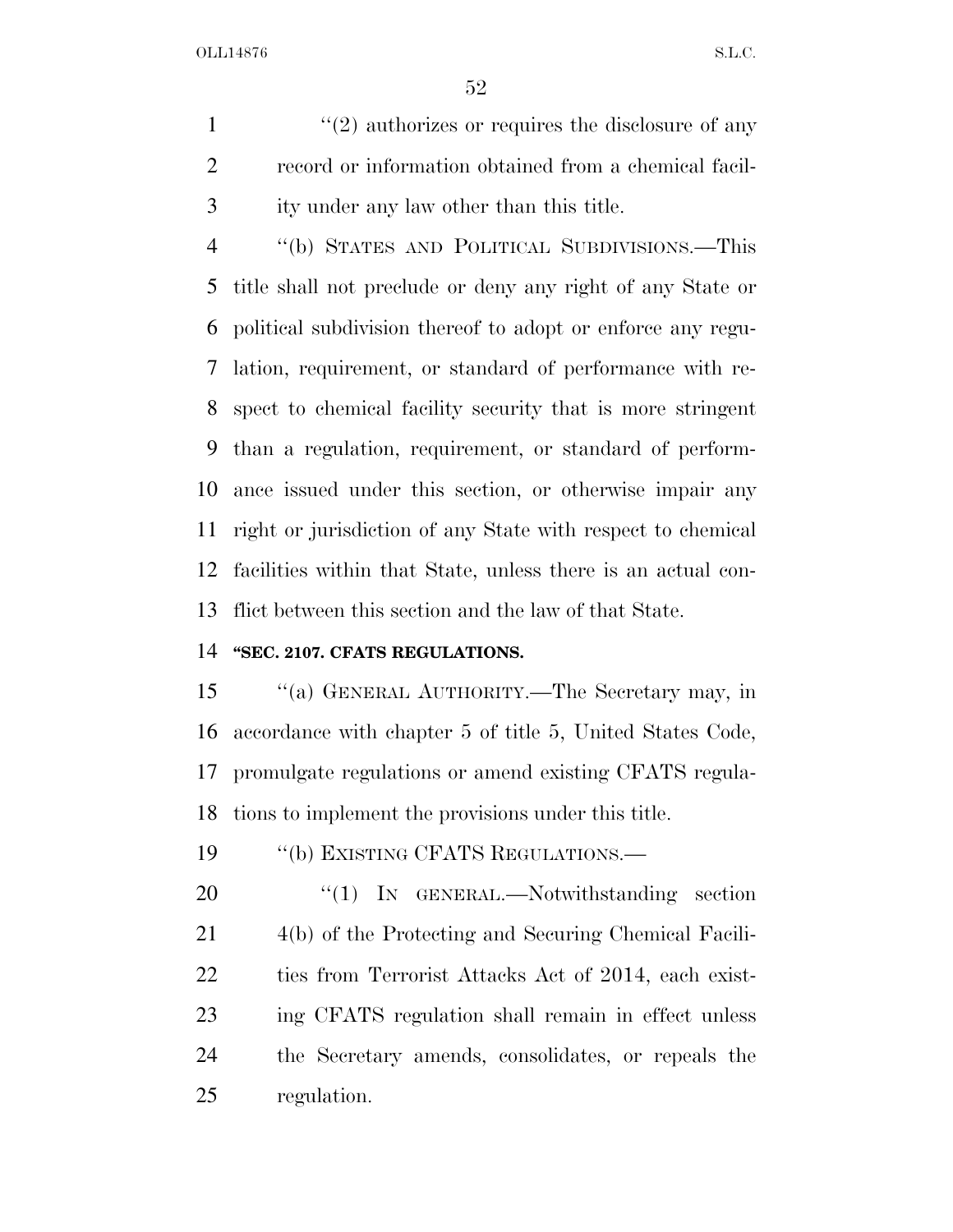"(2) authorizes or requires the disclosure of any record or information obtained from a chemical facility under any law other than this title.

"(b) STATES AND POLITICAL SUBDIVISIONS.—This title shall not preclude or deny any right of any State or political subdivision thereof to adopt or enforce any regulation, requirement, or standard of performance with respect to chemical facility security that is more stringent than a regulation, requirement, or standard of performance issued under this section, or otherwise impair any right or jurisdiction of any State with respect to chemical facilities within that State, unless there is an actual conflict between this section and the law of that State.

**"SEC. 2107. CFATS REGULATIONS.**

"(a) GENERAL AUTHORITY.—The Secretary may, in accordance with chapter 5 of title 5, United States Code, promulgate regulations or amend existing CFATS regulations to implement the provisions under this title.

"(b) EXISTING CFATS REGULATIONS.—

"(1) IN GENERAL.—Notwithstanding section 4(b) of the Protecting and Securing Chemical Facilities from Terrorist Attacks Act of 2014, each existing CFATS regulation shall remain in effect unless the Secretary amends, consolidates, or repeals the regulation.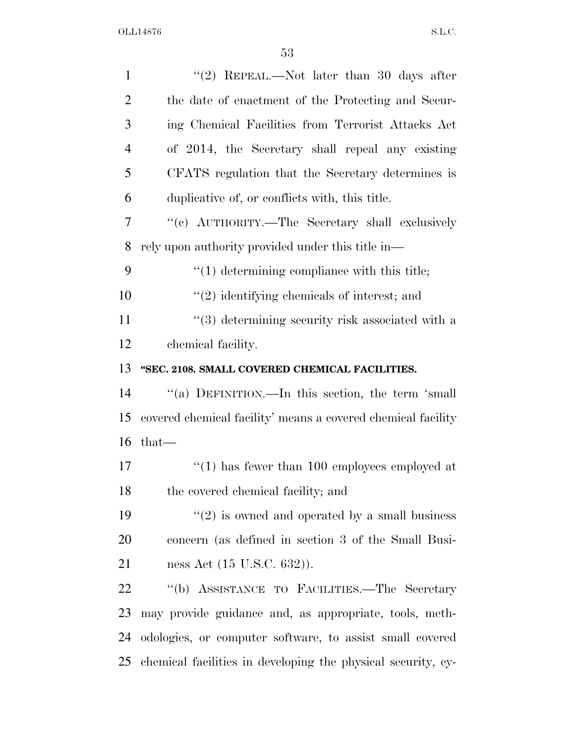"(2) REPEAL.—Not later than 30 days after the date of enactment of the Protecting and Securing Chemical Facilities from Terrorist Attacks Act of 2014, the Secretary shall repeal any existing CFATS regulation that the Secretary determines is duplicative of, or conflicts with, this title.

"(c) AUTHORITY.—The Secretary shall exclusively rely upon authority provided under this title in—

"(1) determining compliance with this title;

"(2) identifying chemicals of interest; and

"(3) determining security risk associated with a chemical facility.

**"SEC. 2108. SMALL COVERED CHEMICAL FACILITIES.**

"(a) DEFINITION.—In this section, the term 'small covered chemical facility' means a covered chemical facility that—

"(1) has fewer than 100 employees employed at the covered chemical facility; and

"(2) is owned and operated by a small business concern (as defined in section 3 of the Small Business Act (15 U.S.C. 632)).

"(b) ASSISTANCE TO FACILITIES.—The Secretary may provide guidance and, as appropriate, tools, methodologies, or computer software, to assist small covered chemical facilities in developing the physical security, cy-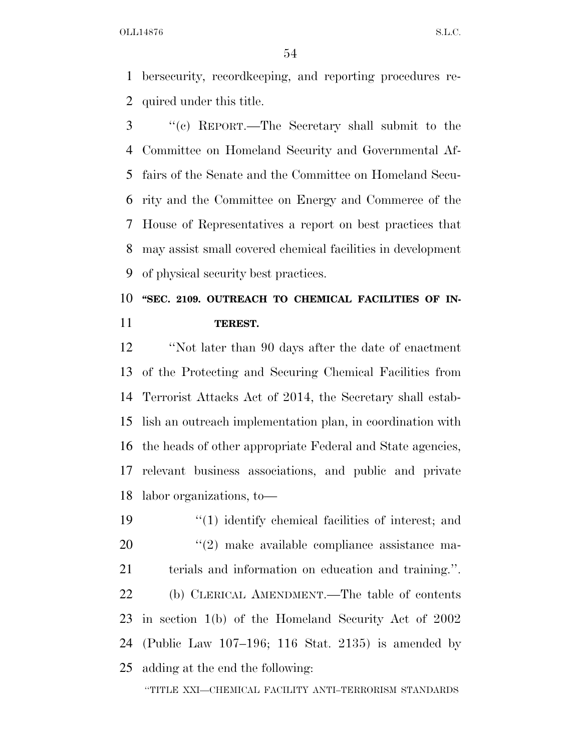bersecurity, recordkeeping, and reporting procedures required under this title.

''(c) REPORT.—The Secretary shall submit to the Committee on Homeland Security and Governmental Affairs of the Senate and the Committee on Homeland Security and the Committee on Energy and Commerce of the House of Representatives a report on best practices that may assist small covered chemical facilities in development of physical security best practices.

**''SEC. 2109. OUTREACH TO CHEMICAL FACILITIES OF INTEREST.**

''Not later than 90 days after the date of enactment of the Protecting and Securing Chemical Facilities from Terrorist Attacks Act of 2014, the Secretary shall establish an outreach implementation plan, in coordination with the heads of other appropriate Federal and State agencies, relevant business associations, and public and private labor organizations, to—

''(1) identify chemical facilities of interest; and

''(2) make available compliance assistance materials and information on education and training.''.

(b) CLERICAL AMENDMENT.—The table of contents in section 1(b) of the Homeland Security Act of 2002 (Public Law 107–196; 116 Stat. 2135) is amended by adding at the end the following:

''TITLE XXI—CHEMICAL FACILITY ANTI–TERRORISM STANDARDS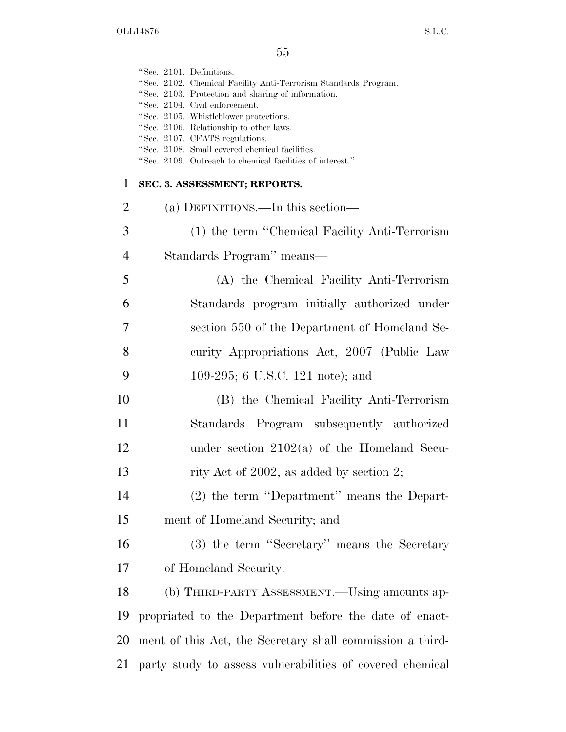"Sec. 2101. Definitions.
"Sec. 2102. Chemical Facility Anti-Terrorism Standards Program.
"Sec. 2103. Protection and sharing of information.
"Sec. 2104. Civil enforcement.
"Sec. 2105. Whistleblower protections.
"Sec. 2106. Relationship to other laws.
"Sec. 2107. CFATS regulations.
"Sec. 2108. Small covered chemical facilities.
"Sec. 2109. Outreach to chemical facilities of interest.".

**SEC. 3. ASSESSMENT; REPORTS.**

(a) DEFINITIONS.—In this section—

(1) the term "Chemical Facility Anti-Terrorism Standards Program" means—

(A) the Chemical Facility Anti-Terrorism Standards program initially authorized under section 550 of the Department of Homeland Security Appropriations Act, 2007 (Public Law 109-295; 6 U.S.C. 121 note); and

(B) the Chemical Facility Anti-Terrorism Standards Program subsequently authorized under section 2102(a) of the Homeland Security Act of 2002, as added by section 2;

(2) the term "Department" means the Department of Homeland Security; and

(3) the term "Secretary" means the Secretary of Homeland Security.

(b) THIRD-PARTY ASSESSMENT.—Using amounts appropriated to the Department before the date of enactment of this Act, the Secretary shall commission a third-party study to assess vulnerabilities of covered chemical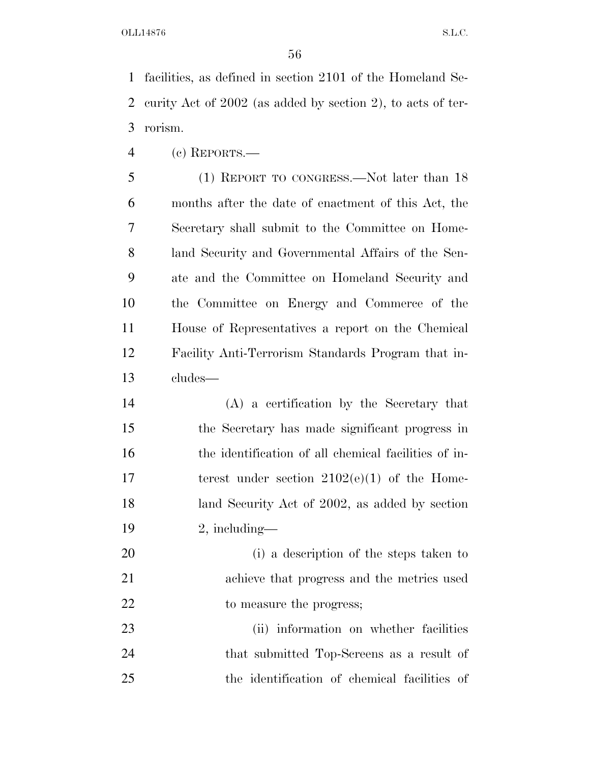facilities, as defined in section 2101 of the Homeland Security Act of 2002 (as added by section 2), to acts of terrorism.

(c) REPORTS.—

(1) REPORT TO CONGRESS.—Not later than 18 months after the date of enactment of this Act, the Secretary shall submit to the Committee on Homeland Security and Governmental Affairs of the Senate and the Committee on Homeland Security and the Committee on Energy and Commerce of the House of Representatives a report on the Chemical Facility Anti-Terrorism Standards Program that includes—

(A) a certification by the Secretary that the Secretary has made significant progress in the identification of all chemical facilities of interest under section 2102(e)(1) of the Homeland Security Act of 2002, as added by section 2, including—

(i) a description of the steps taken to achieve that progress and the metrics used to measure the progress;

(ii) information on whether facilities that submitted Top-Screens as a result of the identification of chemical facilities of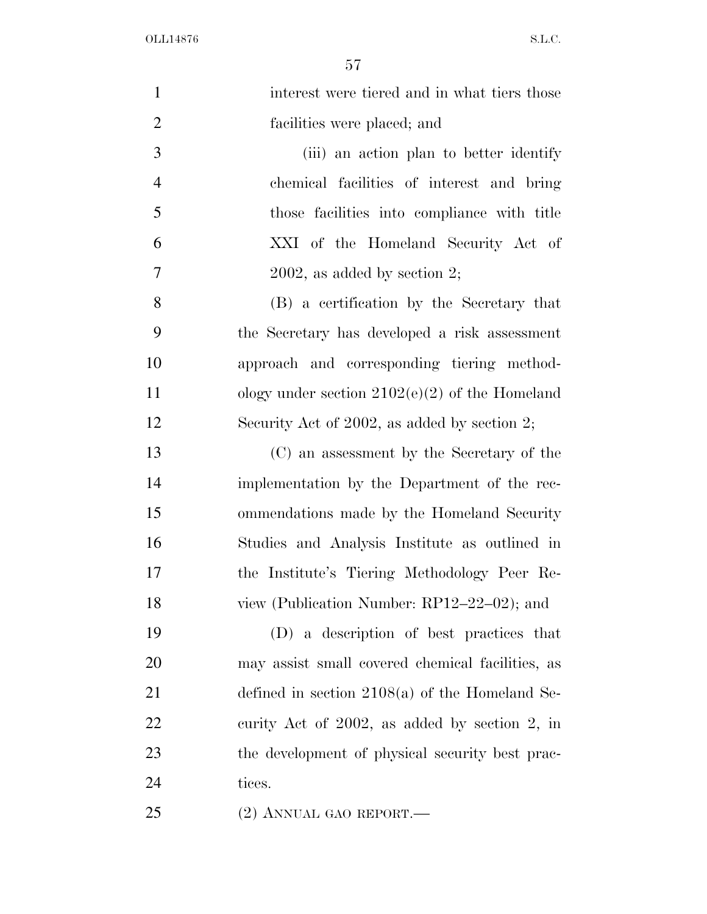interest were tiered and in what tiers those facilities were placed; and

(iii) an action plan to better identify chemical facilities of interest and bring those facilities into compliance with title XXI of the Homeland Security Act of 2002, as added by section 2;

(B) a certification by the Secretary that the Secretary has developed a risk assessment approach and corresponding tiering methodology under section 2102(e)(2) of the Homeland Security Act of 2002, as added by section 2;

(C) an assessment by the Secretary of the implementation by the Department of the recommendations made by the Homeland Security Studies and Analysis Institute as outlined in the Institute's Tiering Methodology Peer Review (Publication Number: RP12–22–02); and

(D) a description of best practices that may assist small covered chemical facilities, as defined in section 2108(a) of the Homeland Security Act of 2002, as added by section 2, in the development of physical security best practices.

(2) ANNUAL GAO REPORT.—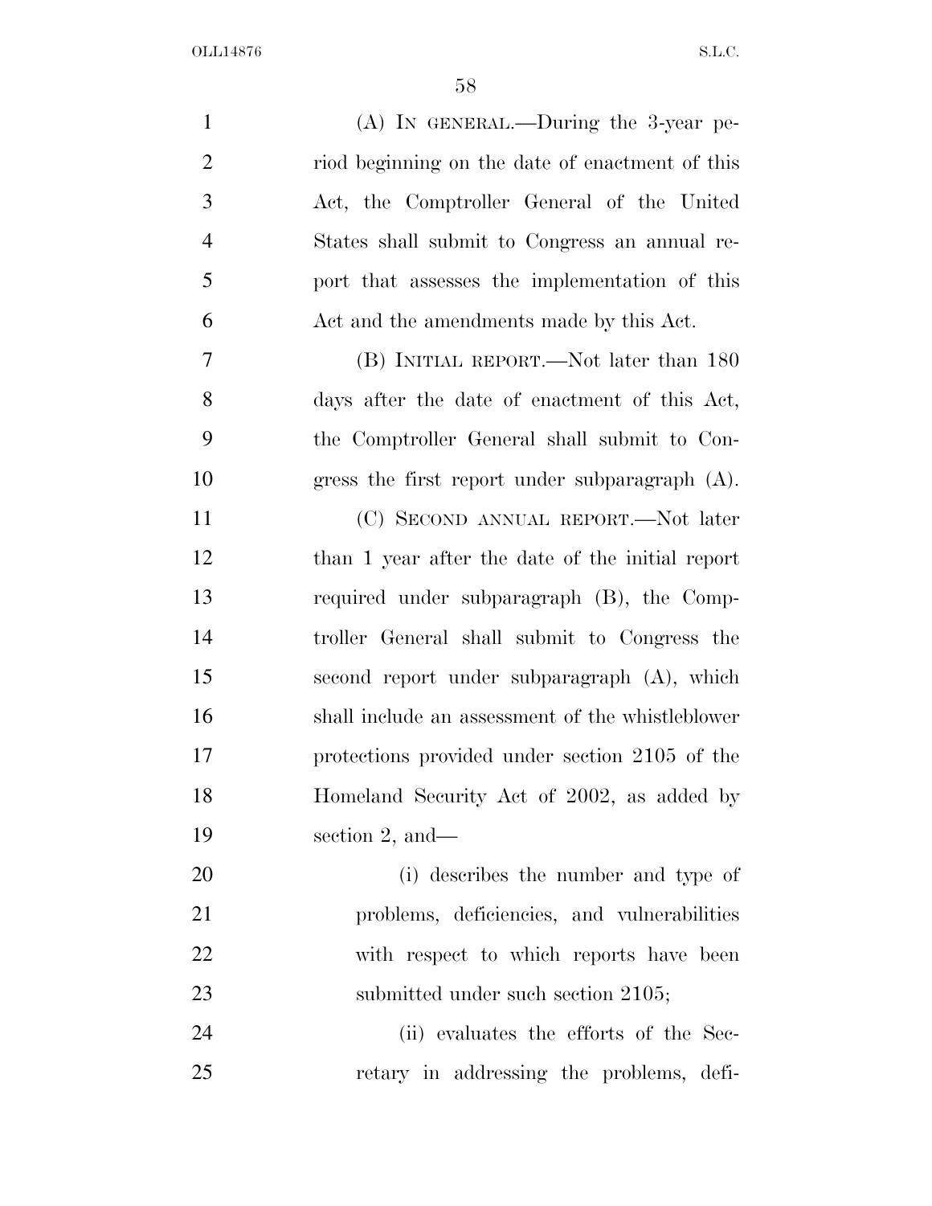(A) IN GENERAL.—During the 3-year period beginning on the date of enactment of this Act, the Comptroller General of the United States shall submit to Congress an annual report that assesses the implementation of this Act and the amendments made by this Act.

(B) INITIAL REPORT.—Not later than 180 days after the date of enactment of this Act, the Comptroller General shall submit to Congress the first report under subparagraph (A).

(C) SECOND ANNUAL REPORT.—Not later than 1 year after the date of the initial report required under subparagraph (B), the Comptroller General shall submit to Congress the second report under subparagraph (A), which shall include an assessment of the whistleblower protections provided under section 2105 of the Homeland Security Act of 2002, as added by section 2, and—

(i) describes the number and type of problems, deficiencies, and vulnerabilities with respect to which reports have been submitted under such section 2105;

(ii) evaluates the efforts of the Secretary in addressing the problems, defi-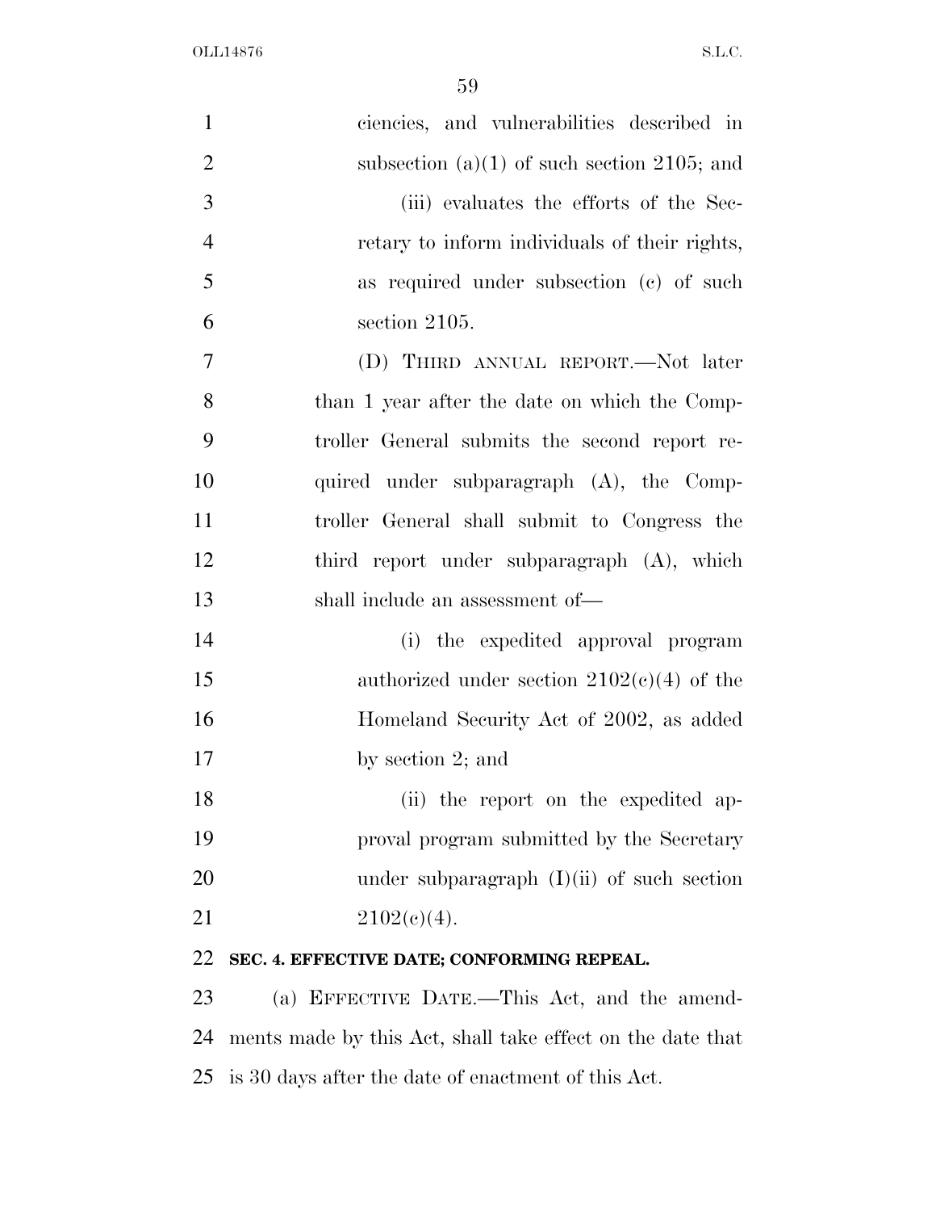ciencies, and vulnerabilities described in subsection (a)(1) of such section 2105; and

(iii) evaluates the efforts of the Secretary to inform individuals of their rights, as required under subsection (c) of such section 2105.

(D) THIRD ANNUAL REPORT.—Not later than 1 year after the date on which the Comptroller General submits the second report required under subparagraph (A), the Comptroller General shall submit to Congress the third report under subparagraph (A), which shall include an assessment of—

(i) the expedited approval program authorized under section 2102(c)(4) of the Homeland Security Act of 2002, as added by section 2; and

(ii) the report on the expedited approval program submitted by the Secretary under subparagraph (I)(ii) of such section 2102(c)(4).

**SEC. 4. EFFECTIVE DATE; CONFORMING REPEAL.**

(a) EFFECTIVE DATE.—This Act, and the amendments made by this Act, shall take effect on the date that is 30 days after the date of enactment of this Act.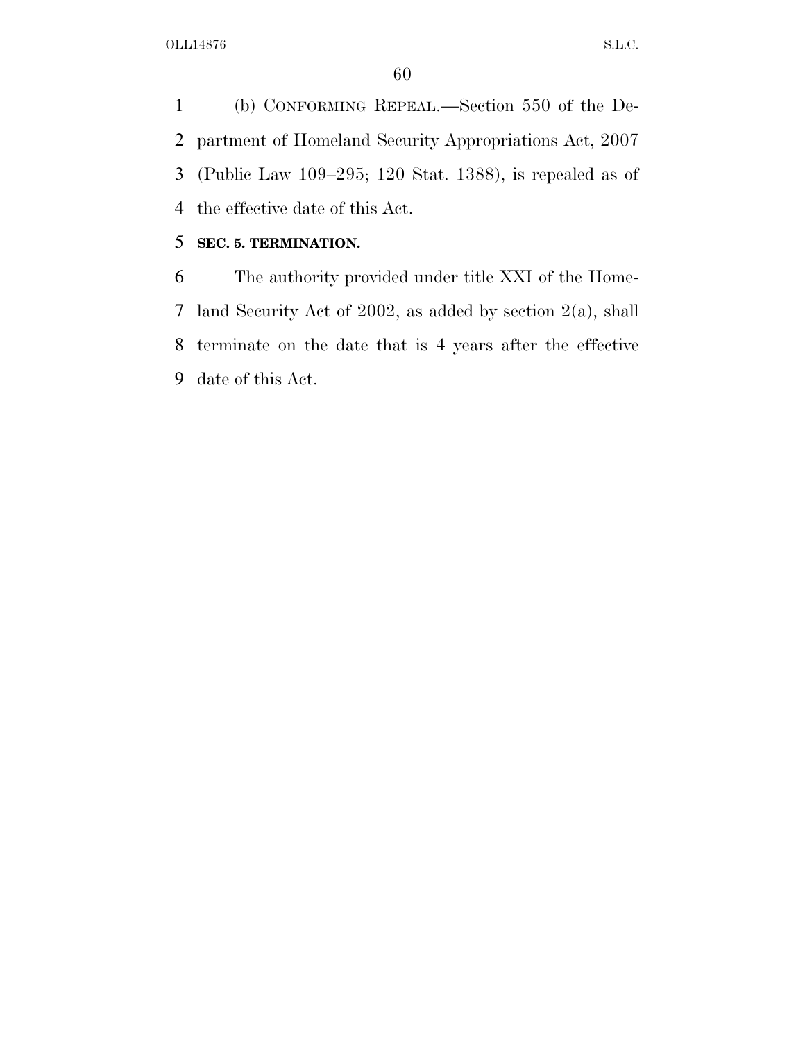(b) CONFORMING REPEAL.—Section 550 of the Department of Homeland Security Appropriations Act, 2007 (Public Law 109–295; 120 Stat. 1388), is repealed as of the effective date of this Act.

**SEC. 5. TERMINATION.**

The authority provided under title XXI of the Homeland Security Act of 2002, as added by section 2(a), shall terminate on the date that is 4 years after the effective date of this Act.